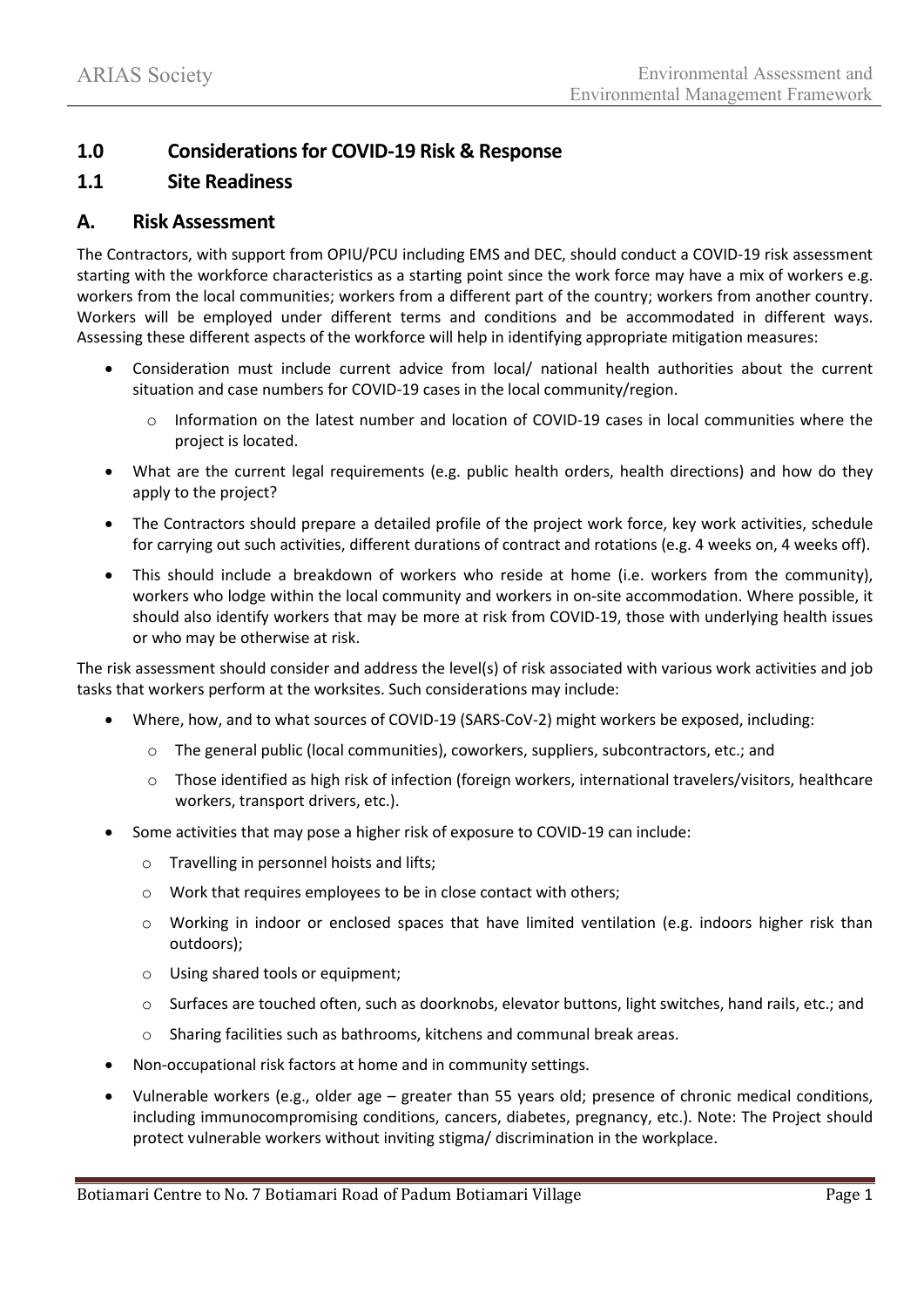## 1.0 Considerations for COVID-19 Risk & Response

## 1.1 Site Readiness

### A. Risk Assessment

The Contractors, with support from OPIU/PCU including EMS and DEC, should conduct a COVID-19 risk assessment starting with the workforce characteristics as a starting point since the work force may have a mix of workers e.g. workers from the local communities; workers from a different part of the country; workers from another country. Workers will be employed under different terms and conditions and be accommodated in different ways. Assessing these different aspects of the workforce will help in identifying appropriate mitigation measures:

- Consideration must include current advice from local/ national health authorities about the current situation and case numbers for COVID-19 cases in the local community/region.
  - Information on the latest number and location of COVID-19 cases in local communities where the project is located.
- What are the current legal requirements (e.g. public health orders, health directions) and how do they apply to the project?
- The Contractors should prepare a detailed profile of the project work force, key work activities, schedule for carrying out such activities, different durations of contract and rotations (e.g. 4 weeks on, 4 weeks off).
- This should include a breakdown of workers who reside at home (i.e. workers from the community), workers who lodge within the local community and workers in on-site accommodation. Where possible, it should also identify workers that may be more at risk from COVID-19, those with underlying health issues or who may be otherwise at risk.

The risk assessment should consider and address the level(s) of risk associated with various work activities and job tasks that workers perform at the worksites. Such considerations may include:

- Where, how, and to what sources of COVID-19 (SARS-CoV-2) might workers be exposed, including:
  - The general public (local communities), coworkers, suppliers, subcontractors, etc.; and
  - Those identified as high risk of infection (foreign workers, international travelers/visitors, healthcare workers, transport drivers, etc.).
- Some activities that may pose a higher risk of exposure to COVID-19 can include:
  - Travelling in personnel hoists and lifts;
  - Work that requires employees to be in close contact with others;
  - Working in indoor or enclosed spaces that have limited ventilation (e.g. indoors higher risk than outdoors);
  - Using shared tools or equipment;
  - Surfaces are touched often, such as doorknobs, elevator buttons, light switches, hand rails, etc.; and
  - Sharing facilities such as bathrooms, kitchens and communal break areas.
- Non-occupational risk factors at home and in community settings.
- Vulnerable workers (e.g., older age – greater than 55 years old; presence of chronic medical conditions, including immunocompromising conditions, cancers, diabetes, pregnancy, etc.). Note: The Project should protect vulnerable workers without inviting stigma/ discrimination in the workplace.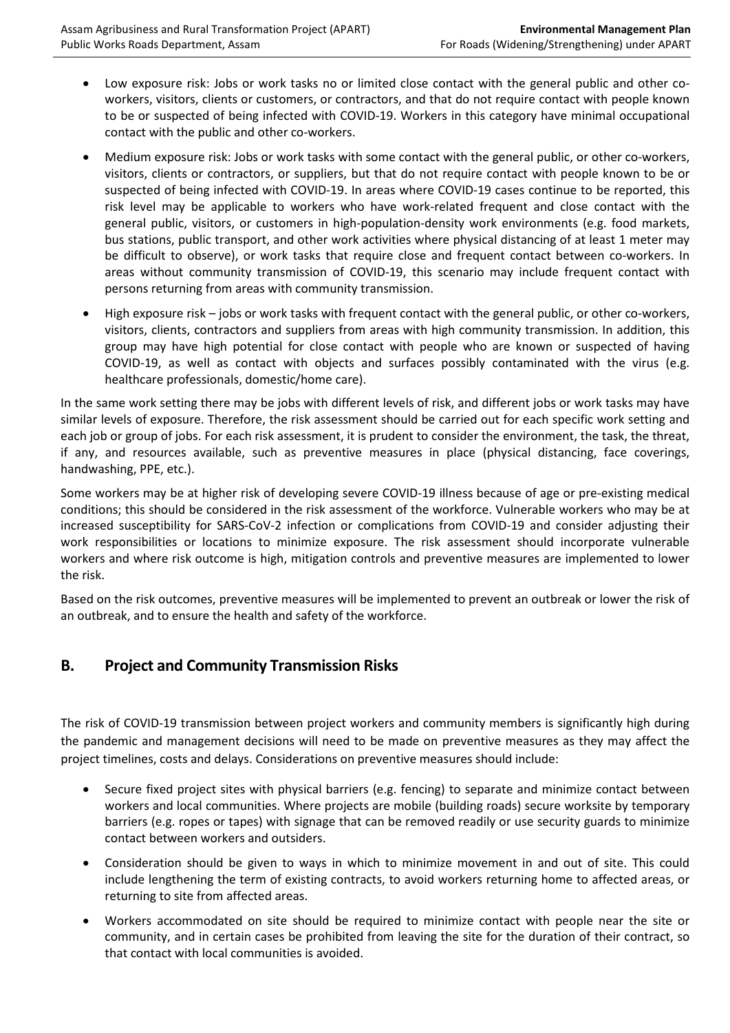- Low exposure risk: Jobs or work tasks no or limited close contact with the general public and other co-workers, visitors, clients or customers, or contractors, and that do not require contact with people known to be or suspected of being infected with COVID-19. Workers in this category have minimal occupational contact with the public and other co-workers.
- Medium exposure risk: Jobs or work tasks with some contact with the general public, or other co-workers, visitors, clients or contractors, or suppliers, but that do not require contact with people known to be or suspected of being infected with COVID-19. In areas where COVID-19 cases continue to be reported, this risk level may be applicable to workers who have work-related frequent and close contact with the general public, visitors, or customers in high-population-density work environments (e.g. food markets, bus stations, public transport, and other work activities where physical distancing of at least 1 meter may be difficult to observe), or work tasks that require close and frequent contact between co-workers. In areas without community transmission of COVID-19, this scenario may include frequent contact with persons returning from areas with community transmission.
- High exposure risk – jobs or work tasks with frequent contact with the general public, or other co-workers, visitors, clients, contractors and suppliers from areas with high community transmission. In addition, this group may have high potential for close contact with people who are known or suspected of having COVID-19, as well as contact with objects and surfaces possibly contaminated with the virus (e.g. healthcare professionals, domestic/home care).

In the same work setting there may be jobs with different levels of risk, and different jobs or work tasks may have similar levels of exposure. Therefore, the risk assessment should be carried out for each specific work setting and each job or group of jobs. For each risk assessment, it is prudent to consider the environment, the task, the threat, if any, and resources available, such as preventive measures in place (physical distancing, face coverings, handwashing, PPE, etc.).

Some workers may be at higher risk of developing severe COVID-19 illness because of age or pre-existing medical conditions; this should be considered in the risk assessment of the workforce. Vulnerable workers who may be at increased susceptibility for SARS-CoV-2 infection or complications from COVID-19 and consider adjusting their work responsibilities or locations to minimize exposure. The risk assessment should incorporate vulnerable workers and where risk outcome is high, mitigation controls and preventive measures are implemented to lower the risk.

Based on the risk outcomes, preventive measures will be implemented to prevent an outbreak or lower the risk of an outbreak, and to ensure the health and safety of the workforce.

## B. Project and Community Transmission Risks

The risk of COVID-19 transmission between project workers and community members is significantly high during the pandemic and management decisions will need to be made on preventive measures as they may affect the project timelines, costs and delays. Considerations on preventive measures should include:

- Secure fixed project sites with physical barriers (e.g. fencing) to separate and minimize contact between workers and local communities. Where projects are mobile (building roads) secure worksite by temporary barriers (e.g. ropes or tapes) with signage that can be removed readily or use security guards to minimize contact between workers and outsiders.
- Consideration should be given to ways in which to minimize movement in and out of site. This could include lengthening the term of existing contracts, to avoid workers returning home to affected areas, or returning to site from affected areas.
- Workers accommodated on site should be required to minimize contact with people near the site or community, and in certain cases be prohibited from leaving the site for the duration of their contract, so that contact with local communities is avoided.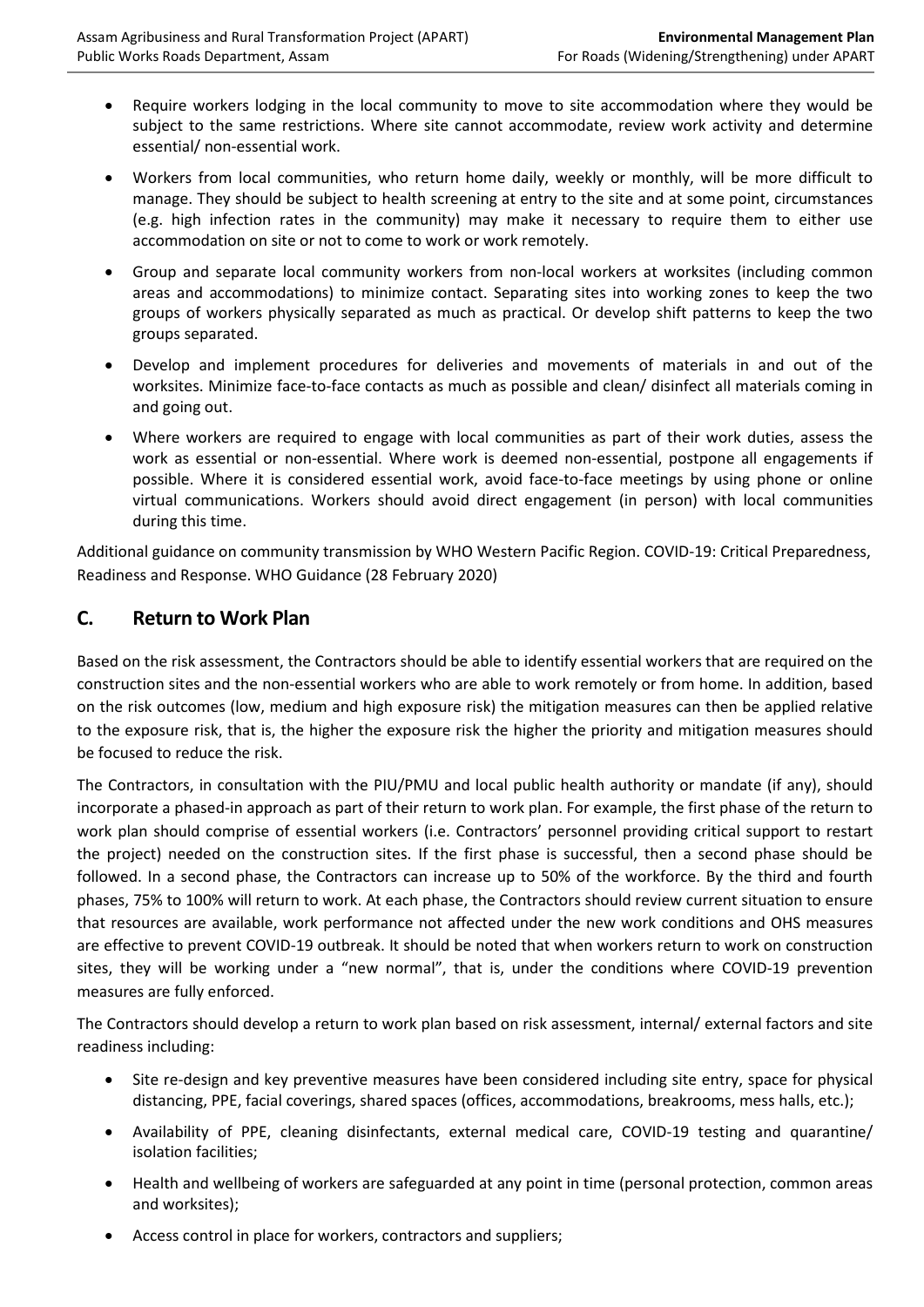- Require workers lodging in the local community to move to site accommodation where they would be subject to the same restrictions. Where site cannot accommodate, review work activity and determine essential/ non-essential work.
- Workers from local communities, who return home daily, weekly or monthly, will be more difficult to manage. They should be subject to health screening at entry to the site and at some point, circumstances (e.g. high infection rates in the community) may make it necessary to require them to either use accommodation on site or not to come to work or work remotely.
- Group and separate local community workers from non-local workers at worksites (including common areas and accommodations) to minimize contact. Separating sites into working zones to keep the two groups of workers physically separated as much as practical. Or develop shift patterns to keep the two groups separated.
- Develop and implement procedures for deliveries and movements of materials in and out of the worksites. Minimize face-to-face contacts as much as possible and clean/ disinfect all materials coming in and going out.
- Where workers are required to engage with local communities as part of their work duties, assess the work as essential or non-essential. Where work is deemed non-essential, postpone all engagements if possible. Where it is considered essential work, avoid face-to-face meetings by using phone or online virtual communications. Workers should avoid direct engagement (in person) with local communities during this time.

Additional guidance on community transmission by WHO Western Pacific Region. COVID-19: Critical Preparedness, Readiness and Response. WHO Guidance (28 February 2020)

## C. Return to Work Plan

Based on the risk assessment, the Contractors should be able to identify essential workers that are required on the construction sites and the non-essential workers who are able to work remotely or from home. In addition, based on the risk outcomes (low, medium and high exposure risk) the mitigation measures can then be applied relative to the exposure risk, that is, the higher the exposure risk the higher the priority and mitigation measures should be focused to reduce the risk.

The Contractors, in consultation with the PIU/PMU and local public health authority or mandate (if any), should incorporate a phased-in approach as part of their return to work plan. For example, the first phase of the return to work plan should comprise of essential workers (i.e. Contractors' personnel providing critical support to restart the project) needed on the construction sites. If the first phase is successful, then a second phase should be followed. In a second phase, the Contractors can increase up to 50% of the workforce. By the third and fourth phases, 75% to 100% will return to work. At each phase, the Contractors should review current situation to ensure that resources are available, work performance not affected under the new work conditions and OHS measures are effective to prevent COVID-19 outbreak. It should be noted that when workers return to work on construction sites, they will be working under a "new normal", that is, under the conditions where COVID-19 prevention measures are fully enforced.

The Contractors should develop a return to work plan based on risk assessment, internal/ external factors and site readiness including:

- Site re-design and key preventive measures have been considered including site entry, space for physical distancing, PPE, facial coverings, shared spaces (offices, accommodations, breakrooms, mess halls, etc.);
- Availability of PPE, cleaning disinfectants, external medical care, COVID-19 testing and quarantine/ isolation facilities;
- Health and wellbeing of workers are safeguarded at any point in time (personal protection, common areas and worksites);
- Access control in place for workers, contractors and suppliers;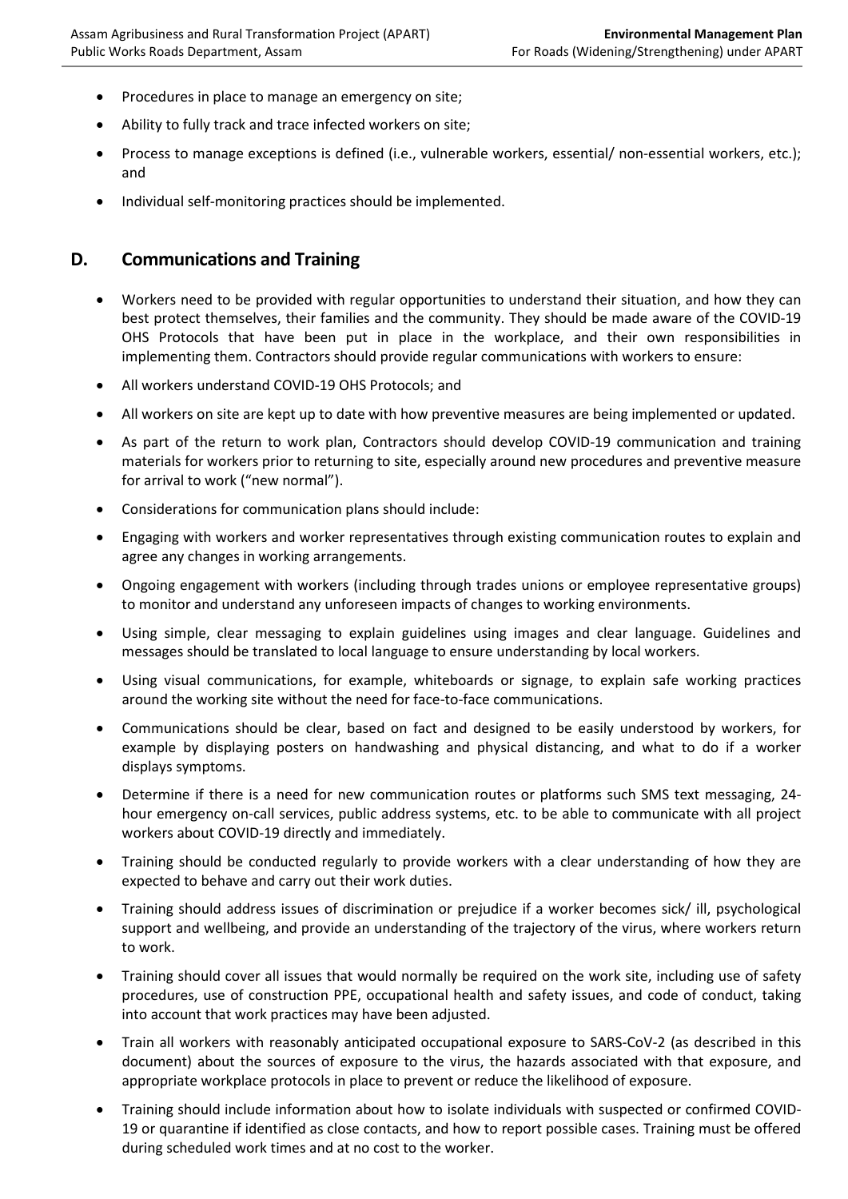- Procedures in place to manage an emergency on site;
- Ability to fully track and trace infected workers on site;
- Process to manage exceptions is defined (i.e., vulnerable workers, essential/ non-essential workers, etc.); and
- Individual self-monitoring practices should be implemented.

## D. Communications and Training

- Workers need to be provided with regular opportunities to understand their situation, and how they can best protect themselves, their families and the community. They should be made aware of the COVID-19 OHS Protocols that have been put in place in the workplace, and their own responsibilities in implementing them. Contractors should provide regular communications with workers to ensure:
- All workers understand COVID-19 OHS Protocols; and
- All workers on site are kept up to date with how preventive measures are being implemented or updated.
- As part of the return to work plan, Contractors should develop COVID-19 communication and training materials for workers prior to returning to site, especially around new procedures and preventive measure for arrival to work ("new normal").
- Considerations for communication plans should include:
- Engaging with workers and worker representatives through existing communication routes to explain and agree any changes in working arrangements.
- Ongoing engagement with workers (including through trades unions or employee representative groups) to monitor and understand any unforeseen impacts of changes to working environments.
- Using simple, clear messaging to explain guidelines using images and clear language. Guidelines and messages should be translated to local language to ensure understanding by local workers.
- Using visual communications, for example, whiteboards or signage, to explain safe working practices around the working site without the need for face-to-face communications.
- Communications should be clear, based on fact and designed to be easily understood by workers, for example by displaying posters on handwashing and physical distancing, and what to do if a worker displays symptoms.
- Determine if there is a need for new communication routes or platforms such SMS text messaging, 24-hour emergency on-call services, public address systems, etc. to be able to communicate with all project workers about COVID-19 directly and immediately.
- Training should be conducted regularly to provide workers with a clear understanding of how they are expected to behave and carry out their work duties.
- Training should address issues of discrimination or prejudice if a worker becomes sick/ ill, psychological support and wellbeing, and provide an understanding of the trajectory of the virus, where workers return to work.
- Training should cover all issues that would normally be required on the work site, including use of safety procedures, use of construction PPE, occupational health and safety issues, and code of conduct, taking into account that work practices may have been adjusted.
- Train all workers with reasonably anticipated occupational exposure to SARS-CoV-2 (as described in this document) about the sources of exposure to the virus, the hazards associated with that exposure, and appropriate workplace protocols in place to prevent or reduce the likelihood of exposure.
- Training should include information about how to isolate individuals with suspected or confirmed COVID-19 or quarantine if identified as close contacts, and how to report possible cases. Training must be offered during scheduled work times and at no cost to the worker.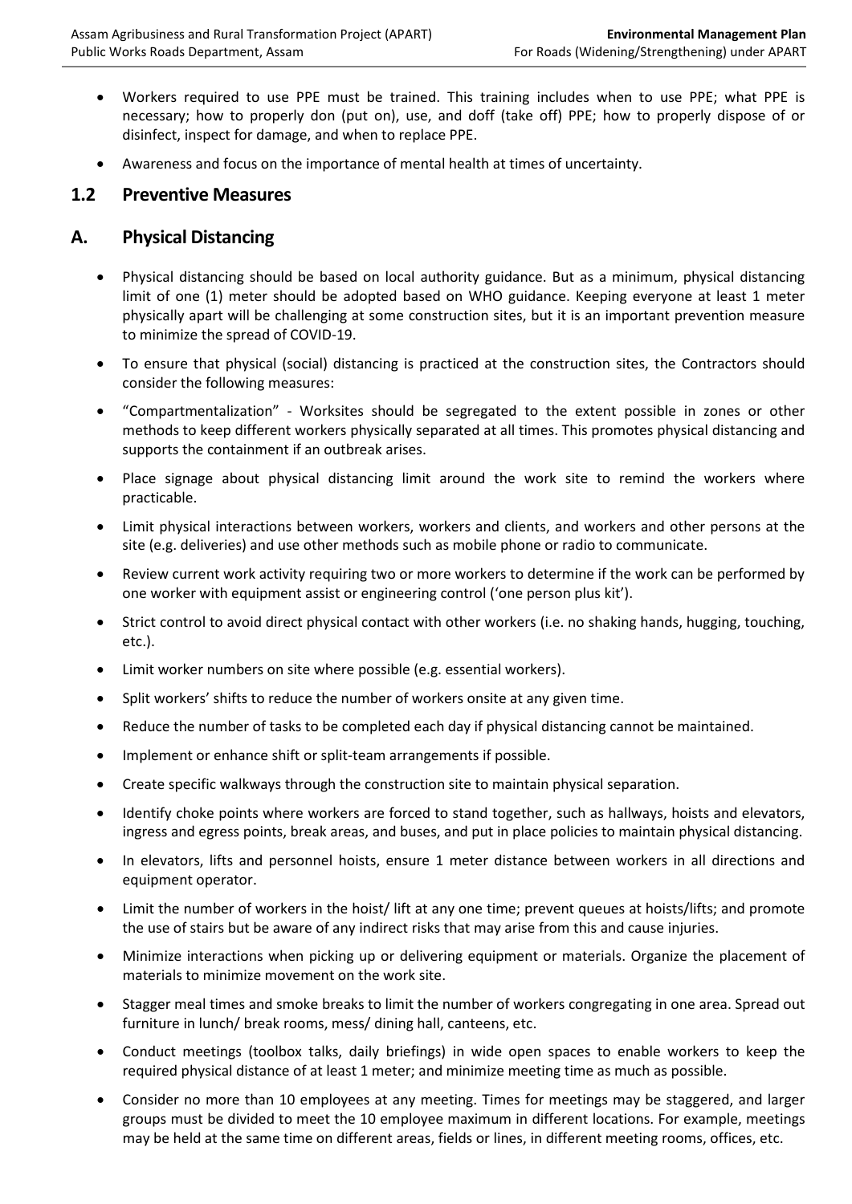- Workers required to use PPE must be trained. This training includes when to use PPE; what PPE is necessary; how to properly don (put on), use, and doff (take off) PPE; how to properly dispose of or disinfect, inspect for damage, and when to replace PPE.
- Awareness and focus on the importance of mental health at times of uncertainty.

## 1.2 Preventive Measures

## A. Physical Distancing

- Physical distancing should be based on local authority guidance. But as a minimum, physical distancing limit of one (1) meter should be adopted based on WHO guidance. Keeping everyone at least 1 meter physically apart will be challenging at some construction sites, but it is an important prevention measure to minimize the spread of COVID-19.
- To ensure that physical (social) distancing is practiced at the construction sites, the Contractors should consider the following measures:
- "Compartmentalization" - Worksites should be segregated to the extent possible in zones or other methods to keep different workers physically separated at all times. This promotes physical distancing and supports the containment if an outbreak arises.
- Place signage about physical distancing limit around the work site to remind the workers where practicable.
- Limit physical interactions between workers, workers and clients, and workers and other persons at the site (e.g. deliveries) and use other methods such as mobile phone or radio to communicate.
- Review current work activity requiring two or more workers to determine if the work can be performed by one worker with equipment assist or engineering control ('one person plus kit').
- Strict control to avoid direct physical contact with other workers (i.e. no shaking hands, hugging, touching, etc.).
- Limit worker numbers on site where possible (e.g. essential workers).
- Split workers' shifts to reduce the number of workers onsite at any given time.
- Reduce the number of tasks to be completed each day if physical distancing cannot be maintained.
- Implement or enhance shift or split-team arrangements if possible.
- Create specific walkways through the construction site to maintain physical separation.
- Identify choke points where workers are forced to stand together, such as hallways, hoists and elevators, ingress and egress points, break areas, and buses, and put in place policies to maintain physical distancing.
- In elevators, lifts and personnel hoists, ensure 1 meter distance between workers in all directions and equipment operator.
- Limit the number of workers in the hoist/ lift at any one time; prevent queues at hoists/lifts; and promote the use of stairs but be aware of any indirect risks that may arise from this and cause injuries.
- Minimize interactions when picking up or delivering equipment or materials. Organize the placement of materials to minimize movement on the work site.
- Stagger meal times and smoke breaks to limit the number of workers congregating in one area. Spread out furniture in lunch/ break rooms, mess/ dining hall, canteens, etc.
- Conduct meetings (toolbox talks, daily briefings) in wide open spaces to enable workers to keep the required physical distance of at least 1 meter; and minimize meeting time as much as possible.
- Consider no more than 10 employees at any meeting. Times for meetings may be staggered, and larger groups must be divided to meet the 10 employee maximum in different locations. For example, meetings may be held at the same time on different areas, fields or lines, in different meeting rooms, offices, etc.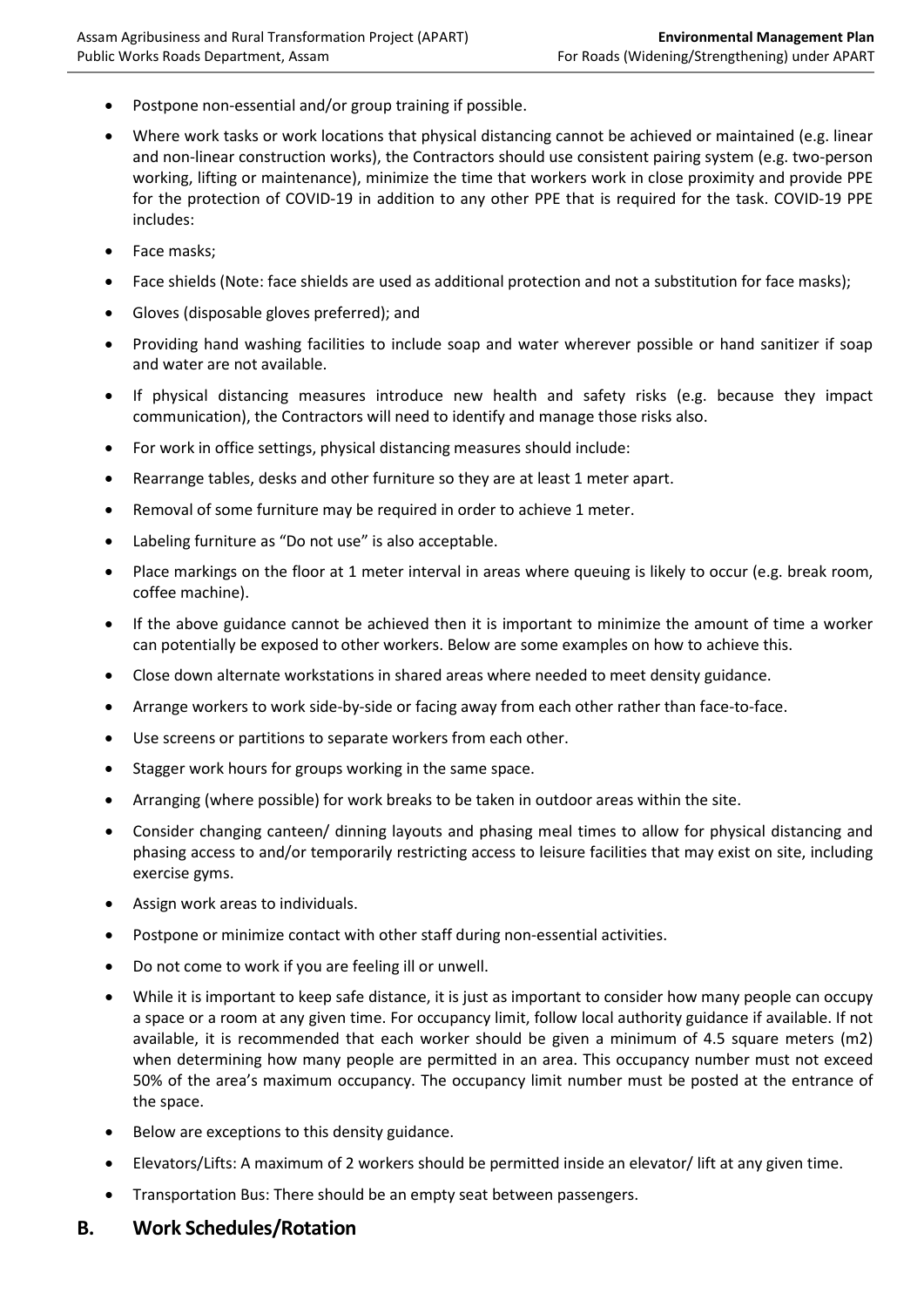- Postpone non-essential and/or group training if possible.
- Where work tasks or work locations that physical distancing cannot be achieved or maintained (e.g. linear and non-linear construction works), the Contractors should use consistent pairing system (e.g. two-person working, lifting or maintenance), minimize the time that workers work in close proximity and provide PPE for the protection of COVID-19 in addition to any other PPE that is required for the task. COVID-19 PPE includes:
- Face masks;
- Face shields (Note: face shields are used as additional protection and not a substitution for face masks);
- Gloves (disposable gloves preferred); and
- Providing hand washing facilities to include soap and water wherever possible or hand sanitizer if soap and water are not available.
- If physical distancing measures introduce new health and safety risks (e.g. because they impact communication), the Contractors will need to identify and manage those risks also.
- For work in office settings, physical distancing measures should include:
- Rearrange tables, desks and other furniture so they are at least 1 meter apart.
- Removal of some furniture may be required in order to achieve 1 meter.
- Labeling furniture as "Do not use" is also acceptable.
- Place markings on the floor at 1 meter interval in areas where queuing is likely to occur (e.g. break room, coffee machine).
- If the above guidance cannot be achieved then it is important to minimize the amount of time a worker can potentially be exposed to other workers. Below are some examples on how to achieve this.
- Close down alternate workstations in shared areas where needed to meet density guidance.
- Arrange workers to work side-by-side or facing away from each other rather than face-to-face.
- Use screens or partitions to separate workers from each other.
- Stagger work hours for groups working in the same space.
- Arranging (where possible) for work breaks to be taken in outdoor areas within the site.
- Consider changing canteen/ dinning layouts and phasing meal times to allow for physical distancing and phasing access to and/or temporarily restricting access to leisure facilities that may exist on site, including exercise gyms.
- Assign work areas to individuals.
- Postpone or minimize contact with other staff during non-essential activities.
- Do not come to work if you are feeling ill or unwell.
- While it is important to keep safe distance, it is just as important to consider how many people can occupy a space or a room at any given time. For occupancy limit, follow local authority guidance if available. If not available, it is recommended that each worker should be given a minimum of 4.5 square meters (m2) when determining how many people are permitted in an area. This occupancy number must not exceed 50% of the area's maximum occupancy. The occupancy limit number must be posted at the entrance of the space.
- Below are exceptions to this density guidance.
- Elevators/Lifts: A maximum of 2 workers should be permitted inside an elevator/ lift at any given time.
- Transportation Bus: There should be an empty seat between passengers.

## B. Work Schedules/Rotation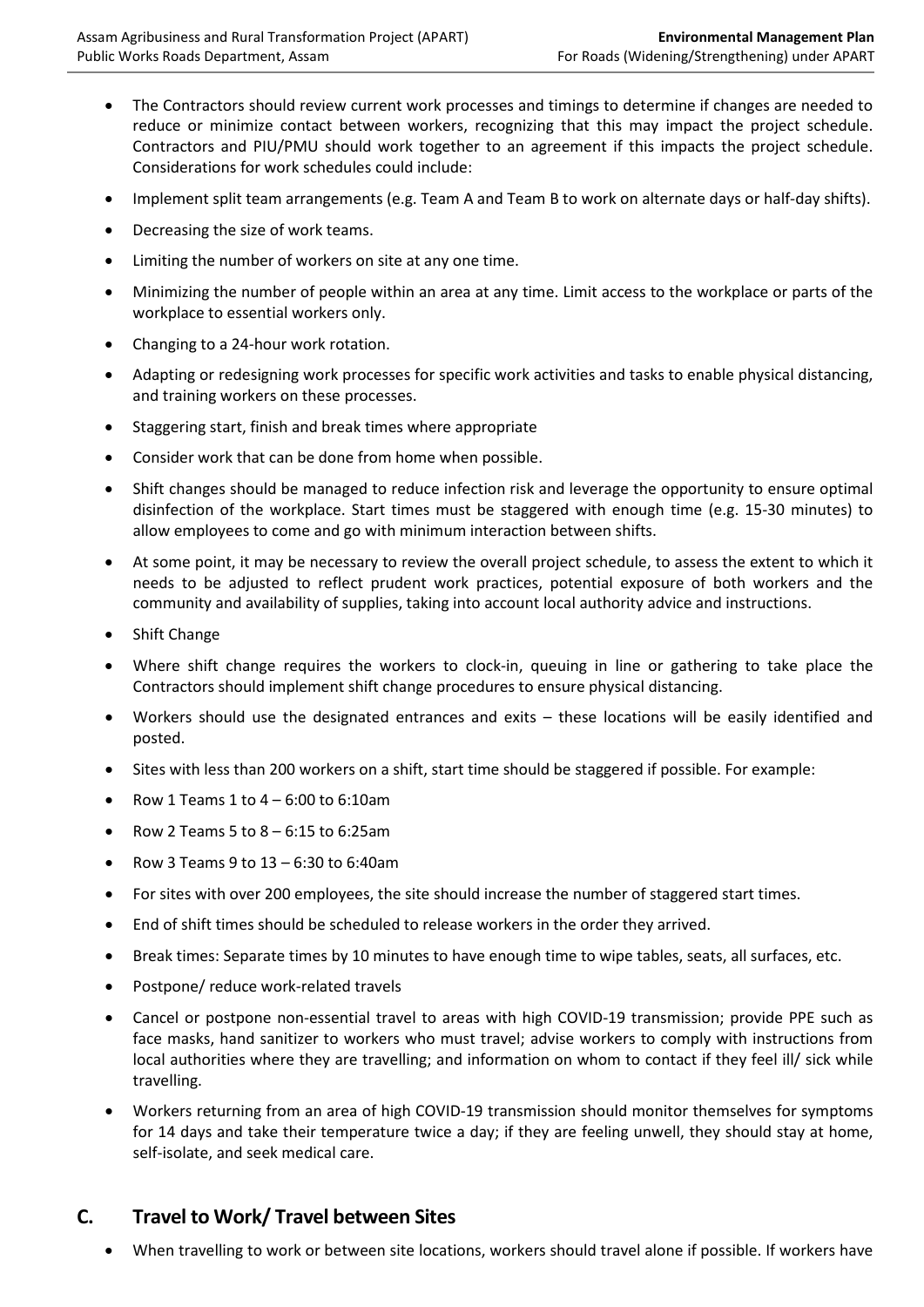- The Contractors should review current work processes and timings to determine if changes are needed to reduce or minimize contact between workers, recognizing that this may impact the project schedule. Contractors and PIU/PMU should work together to an agreement if this impacts the project schedule. Considerations for work schedules could include:
- Implement split team arrangements (e.g. Team A and Team B to work on alternate days or half-day shifts).
- Decreasing the size of work teams.
- Limiting the number of workers on site at any one time.
- Minimizing the number of people within an area at any time. Limit access to the workplace or parts of the workplace to essential workers only.
- Changing to a 24-hour work rotation.
- Adapting or redesigning work processes for specific work activities and tasks to enable physical distancing, and training workers on these processes.
- Staggering start, finish and break times where appropriate
- Consider work that can be done from home when possible.
- Shift changes should be managed to reduce infection risk and leverage the opportunity to ensure optimal disinfection of the workplace. Start times must be staggered with enough time (e.g. 15-30 minutes) to allow employees to come and go with minimum interaction between shifts.
- At some point, it may be necessary to review the overall project schedule, to assess the extent to which it needs to be adjusted to reflect prudent work practices, potential exposure of both workers and the community and availability of supplies, taking into account local authority advice and instructions.
- Shift Change
- Where shift change requires the workers to clock-in, queuing in line or gathering to take place the Contractors should implement shift change procedures to ensure physical distancing.
- Workers should use the designated entrances and exits – these locations will be easily identified and posted.
- Sites with less than 200 workers on a shift, start time should be staggered if possible. For example:
- Row 1 Teams 1 to 4 – 6:00 to 6:10am
- Row 2 Teams 5 to 8 – 6:15 to 6:25am
- Row 3 Teams 9 to 13 – 6:30 to 6:40am
- For sites with over 200 employees, the site should increase the number of staggered start times.
- End of shift times should be scheduled to release workers in the order they arrived.
- Break times: Separate times by 10 minutes to have enough time to wipe tables, seats, all surfaces, etc.
- Postpone/ reduce work-related travels
- Cancel or postpone non-essential travel to areas with high COVID-19 transmission; provide PPE such as face masks, hand sanitizer to workers who must travel; advise workers to comply with instructions from local authorities where they are travelling; and information on whom to contact if they feel ill/ sick while travelling.
- Workers returning from an area of high COVID-19 transmission should monitor themselves for symptoms for 14 days and take their temperature twice a day; if they are feeling unwell, they should stay at home, self-isolate, and seek medical care.

## C. Travel to Work/ Travel between Sites

- When travelling to work or between site locations, workers should travel alone if possible. If workers have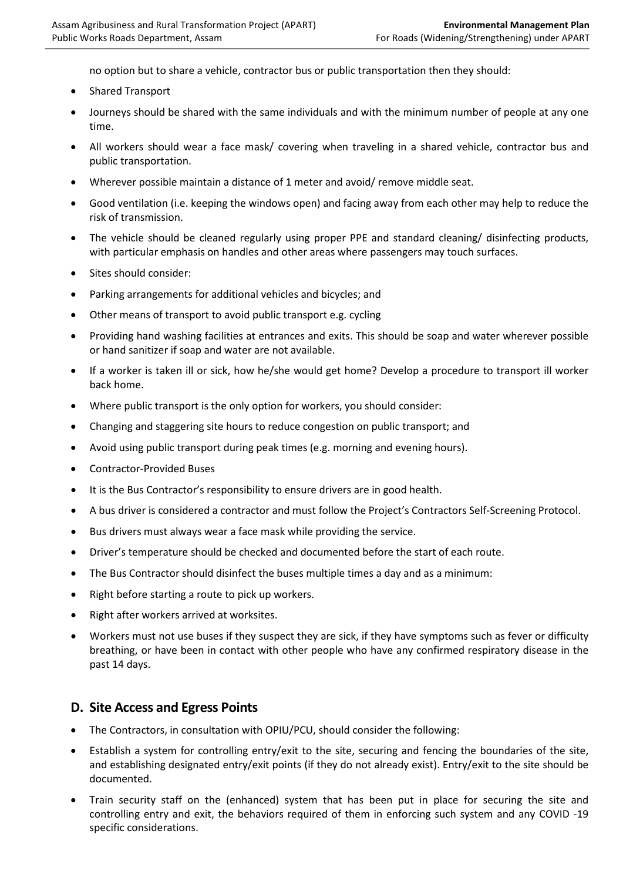no option but to share a vehicle, contractor bus or public transportation then they should:

- Shared Transport
- Journeys should be shared with the same individuals and with the minimum number of people at any one time.
- All workers should wear a face mask/ covering when traveling in a shared vehicle, contractor bus and public transportation.
- Wherever possible maintain a distance of 1 meter and avoid/ remove middle seat.
- Good ventilation (i.e. keeping the windows open) and facing away from each other may help to reduce the risk of transmission.
- The vehicle should be cleaned regularly using proper PPE and standard cleaning/ disinfecting products, with particular emphasis on handles and other areas where passengers may touch surfaces.
- Sites should consider:
- Parking arrangements for additional vehicles and bicycles; and
- Other means of transport to avoid public transport e.g. cycling
- Providing hand washing facilities at entrances and exits. This should be soap and water wherever possible or hand sanitizer if soap and water are not available.
- If a worker is taken ill or sick, how he/she would get home? Develop a procedure to transport ill worker back home.
- Where public transport is the only option for workers, you should consider:
- Changing and staggering site hours to reduce congestion on public transport; and
- Avoid using public transport during peak times (e.g. morning and evening hours).
- Contractor-Provided Buses
- It is the Bus Contractor's responsibility to ensure drivers are in good health.
- A bus driver is considered a contractor and must follow the Project's Contractors Self-Screening Protocol.
- Bus drivers must always wear a face mask while providing the service.
- Driver's temperature should be checked and documented before the start of each route.
- The Bus Contractor should disinfect the buses multiple times a day and as a minimum:
- Right before starting a route to pick up workers.
- Right after workers arrived at worksites.
- Workers must not use buses if they suspect they are sick, if they have symptoms such as fever or difficulty breathing, or have been in contact with other people who have any confirmed respiratory disease in the past 14 days.

## D. Site Access and Egress Points

- The Contractors, in consultation with OPIU/PCU, should consider the following:
- Establish a system for controlling entry/exit to the site, securing and fencing the boundaries of the site, and establishing designated entry/exit points (if they do not already exist). Entry/exit to the site should be documented.
- Train security staff on the (enhanced) system that has been put in place for securing the site and controlling entry and exit, the behaviors required of them in enforcing such system and any COVID -19 specific considerations.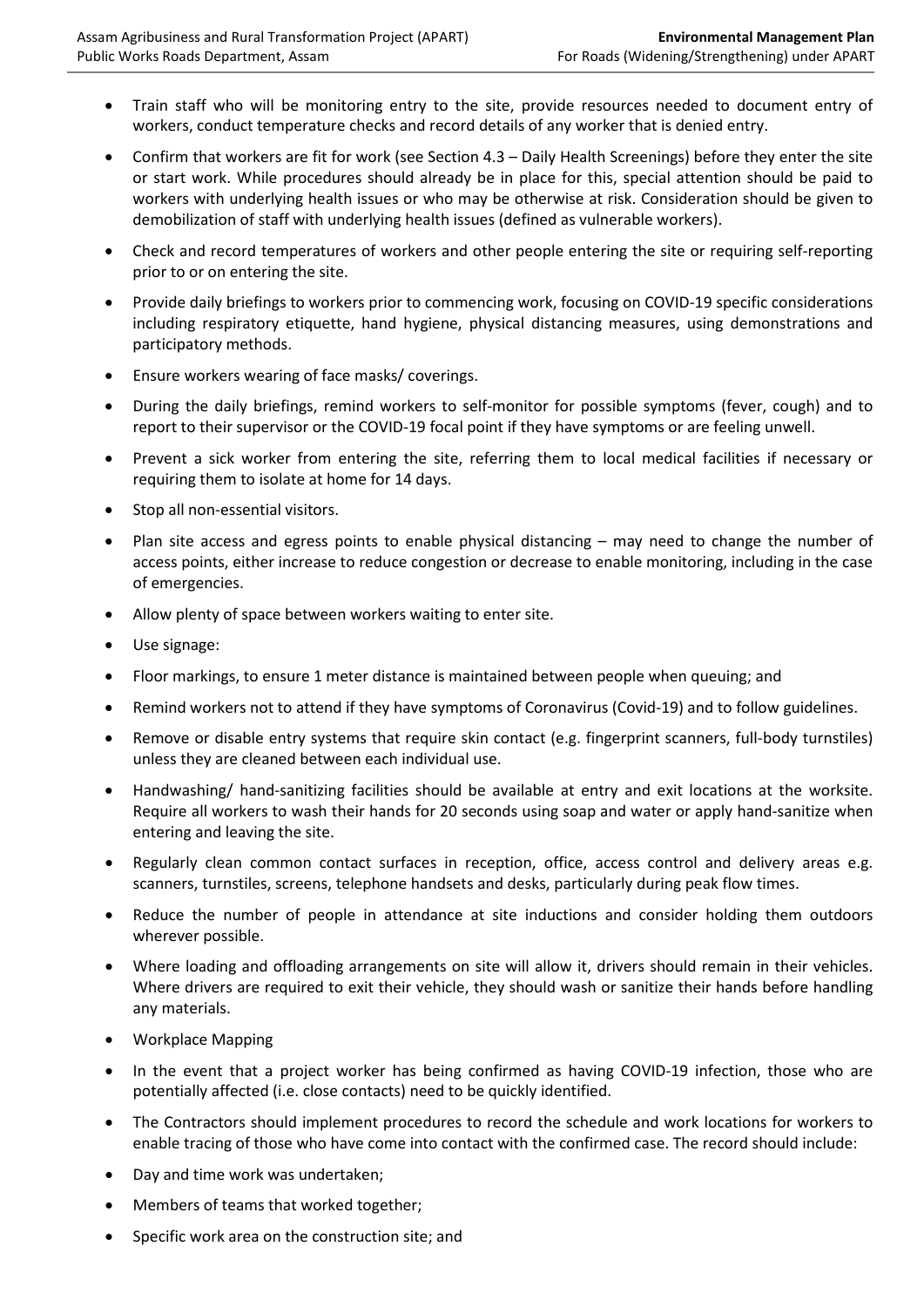- Train staff who will be monitoring entry to the site, provide resources needed to document entry of workers, conduct temperature checks and record details of any worker that is denied entry.
- Confirm that workers are fit for work (see Section 4.3 – Daily Health Screenings) before they enter the site or start work. While procedures should already be in place for this, special attention should be paid to workers with underlying health issues or who may be otherwise at risk. Consideration should be given to demobilization of staff with underlying health issues (defined as vulnerable workers).
- Check and record temperatures of workers and other people entering the site or requiring self-reporting prior to or on entering the site.
- Provide daily briefings to workers prior to commencing work, focusing on COVID-19 specific considerations including respiratory etiquette, hand hygiene, physical distancing measures, using demonstrations and participatory methods.
- Ensure workers wearing of face masks/ coverings.
- During the daily briefings, remind workers to self-monitor for possible symptoms (fever, cough) and to report to their supervisor or the COVID-19 focal point if they have symptoms or are feeling unwell.
- Prevent a sick worker from entering the site, referring them to local medical facilities if necessary or requiring them to isolate at home for 14 days.
- Stop all non-essential visitors.
- Plan site access and egress points to enable physical distancing – may need to change the number of access points, either increase to reduce congestion or decrease to enable monitoring, including in the case of emergencies.
- Allow plenty of space between workers waiting to enter site.
- Use signage:
- Floor markings, to ensure 1 meter distance is maintained between people when queuing; and
- Remind workers not to attend if they have symptoms of Coronavirus (Covid-19) and to follow guidelines.
- Remove or disable entry systems that require skin contact (e.g. fingerprint scanners, full-body turnstiles) unless they are cleaned between each individual use.
- Handwashing/ hand-sanitizing facilities should be available at entry and exit locations at the worksite. Require all workers to wash their hands for 20 seconds using soap and water or apply hand-sanitize when entering and leaving the site.
- Regularly clean common contact surfaces in reception, office, access control and delivery areas e.g. scanners, turnstiles, screens, telephone handsets and desks, particularly during peak flow times.
- Reduce the number of people in attendance at site inductions and consider holding them outdoors wherever possible.
- Where loading and offloading arrangements on site will allow it, drivers should remain in their vehicles. Where drivers are required to exit their vehicle, they should wash or sanitize their hands before handling any materials.
- Workplace Mapping
- In the event that a project worker has being confirmed as having COVID-19 infection, those who are potentially affected (i.e. close contacts) need to be quickly identified.
- The Contractors should implement procedures to record the schedule and work locations for workers to enable tracing of those who have come into contact with the confirmed case. The record should include:
- Day and time work was undertaken;
- Members of teams that worked together;
- Specific work area on the construction site; and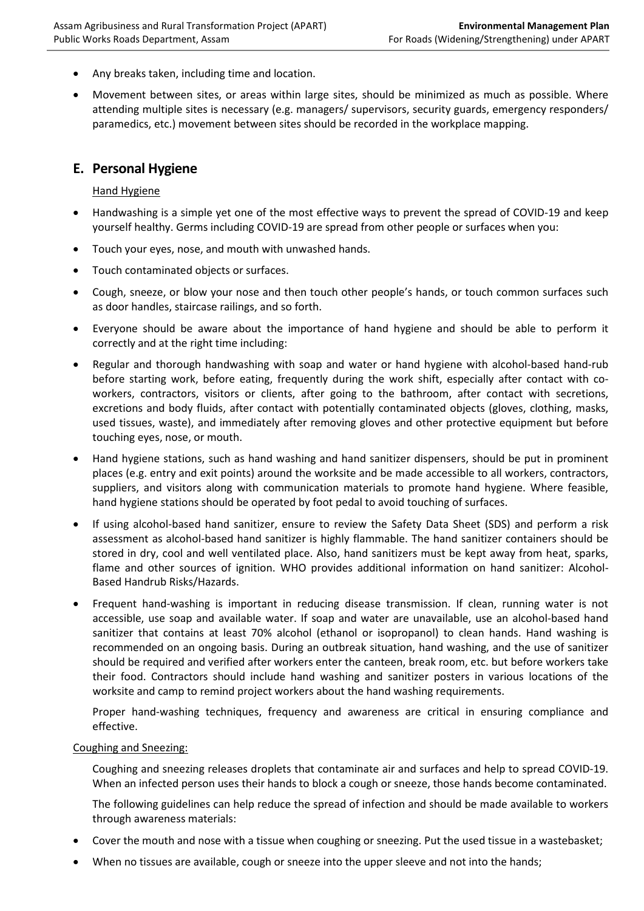- Any breaks taken, including time and location.
- Movement between sites, or areas within large sites, should be minimized as much as possible. Where attending multiple sites is necessary (e.g. managers/ supervisors, security guards, emergency responders/ paramedics, etc.) movement between sites should be recorded in the workplace mapping.

## E. Personal Hygiene

Hand Hygiene

- Handwashing is a simple yet one of the most effective ways to prevent the spread of COVID-19 and keep yourself healthy. Germs including COVID-19 are spread from other people or surfaces when you:
- Touch your eyes, nose, and mouth with unwashed hands.
- Touch contaminated objects or surfaces.
- Cough, sneeze, or blow your nose and then touch other people's hands, or touch common surfaces such as door handles, staircase railings, and so forth.
- Everyone should be aware about the importance of hand hygiene and should be able to perform it correctly and at the right time including:
- Regular and thorough handwashing with soap and water or hand hygiene with alcohol-based hand-rub before starting work, before eating, frequently during the work shift, especially after contact with co-workers, contractors, visitors or clients, after going to the bathroom, after contact with secretions, excretions and body fluids, after contact with potentially contaminated objects (gloves, clothing, masks, used tissues, waste), and immediately after removing gloves and other protective equipment but before touching eyes, nose, or mouth.
- Hand hygiene stations, such as hand washing and hand sanitizer dispensers, should be put in prominent places (e.g. entry and exit points) around the worksite and be made accessible to all workers, contractors, suppliers, and visitors along with communication materials to promote hand hygiene. Where feasible, hand hygiene stations should be operated by foot pedal to avoid touching of surfaces.
- If using alcohol-based hand sanitizer, ensure to review the Safety Data Sheet (SDS) and perform a risk assessment as alcohol-based hand sanitizer is highly flammable. The hand sanitizer containers should be stored in dry, cool and well ventilated place. Also, hand sanitizers must be kept away from heat, sparks, flame and other sources of ignition. WHO provides additional information on hand sanitizer: Alcohol-Based Handrub Risks/Hazards.
- Frequent hand-washing is important in reducing disease transmission. If clean, running water is not accessible, use soap and available water. If soap and water are unavailable, use an alcohol-based hand sanitizer that contains at least 70% alcohol (ethanol or isopropanol) to clean hands. Hand washing is recommended on an ongoing basis. During an outbreak situation, hand washing, and the use of sanitizer should be required and verified after workers enter the canteen, break room, etc. but before workers take their food. Contractors should include hand washing and sanitizer posters in various locations of the worksite and camp to remind project workers about the hand washing requirements.

  Proper hand-washing techniques, frequency and awareness are critical in ensuring compliance and effective.

Coughing and Sneezing:

Coughing and sneezing releases droplets that contaminate air and surfaces and help to spread COVID-19. When an infected person uses their hands to block a cough or sneeze, those hands become contaminated.

The following guidelines can help reduce the spread of infection and should be made available to workers through awareness materials:

- Cover the mouth and nose with a tissue when coughing or sneezing. Put the used tissue in a wastebasket;
- When no tissues are available, cough or sneeze into the upper sleeve and not into the hands;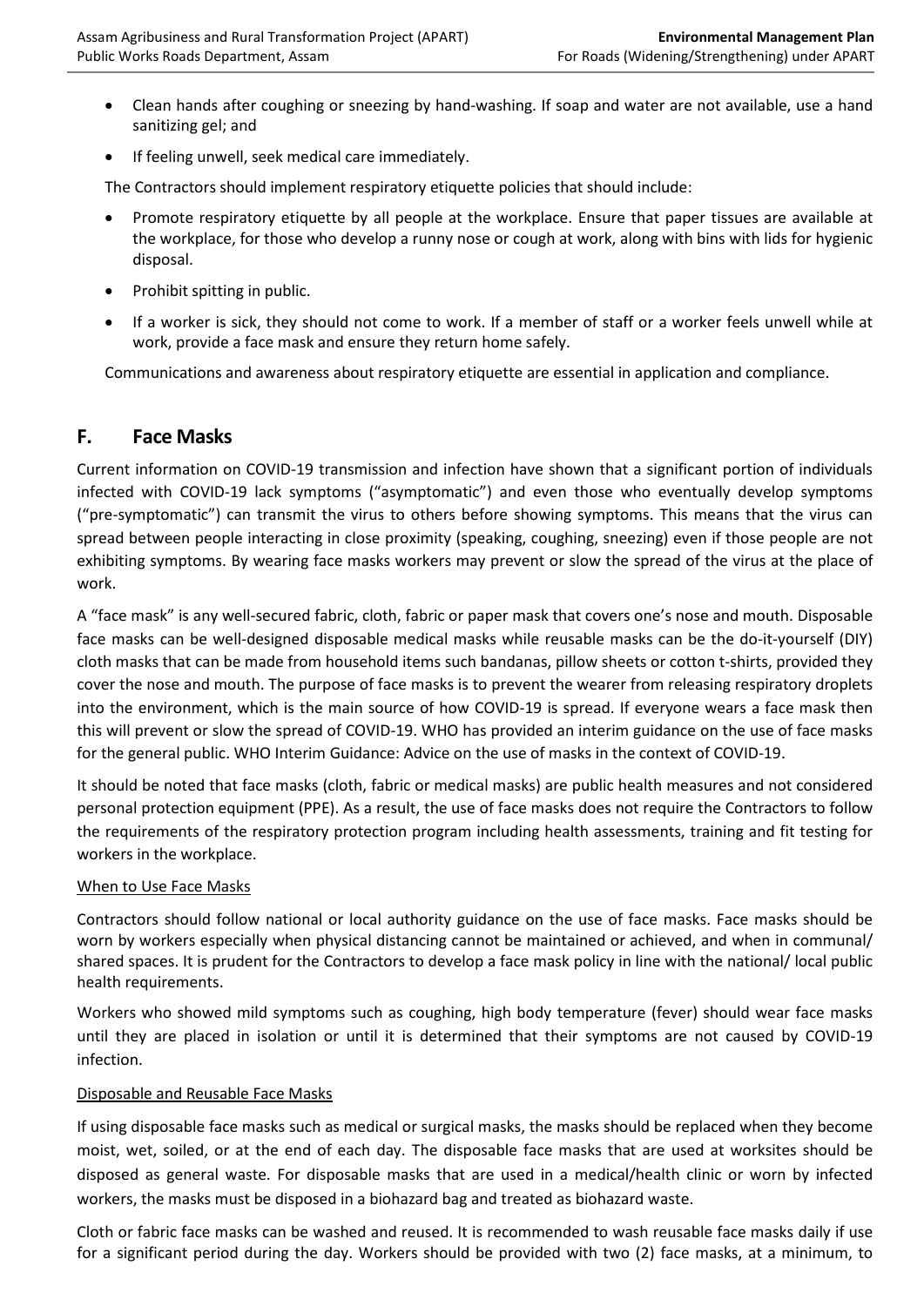- Clean hands after coughing or sneezing by hand-washing. If soap and water are not available, use a hand sanitizing gel; and
- If feeling unwell, seek medical care immediately.

The Contractors should implement respiratory etiquette policies that should include:

- Promote respiratory etiquette by all people at the workplace. Ensure that paper tissues are available at the workplace, for those who develop a runny nose or cough at work, along with bins with lids for hygienic disposal.
- Prohibit spitting in public.
- If a worker is sick, they should not come to work. If a member of staff or a worker feels unwell while at work, provide a face mask and ensure they return home safely.

Communications and awareness about respiratory etiquette are essential in application and compliance.

## F. Face Masks

Current information on COVID-19 transmission and infection have shown that a significant portion of individuals infected with COVID-19 lack symptoms ("asymptomatic") and even those who eventually develop symptoms ("pre-symptomatic") can transmit the virus to others before showing symptoms. This means that the virus can spread between people interacting in close proximity (speaking, coughing, sneezing) even if those people are not exhibiting symptoms. By wearing face masks workers may prevent or slow the spread of the virus at the place of work.

A "face mask" is any well-secured fabric, cloth, fabric or paper mask that covers one's nose and mouth. Disposable face masks can be well-designed disposable medical masks while reusable masks can be the do-it-yourself (DIY) cloth masks that can be made from household items such bandanas, pillow sheets or cotton t-shirts, provided they cover the nose and mouth. The purpose of face masks is to prevent the wearer from releasing respiratory droplets into the environment, which is the main source of how COVID-19 is spread. If everyone wears a face mask then this will prevent or slow the spread of COVID-19. WHO has provided an interim guidance on the use of face masks for the general public. WHO Interim Guidance: Advice on the use of masks in the context of COVID-19.

It should be noted that face masks (cloth, fabric or medical masks) are public health measures and not considered personal protection equipment (PPE). As a result, the use of face masks does not require the Contractors to follow the requirements of the respiratory protection program including health assessments, training and fit testing for workers in the workplace.

<u>When to Use Face Masks</u>

Contractors should follow national or local authority guidance on the use of face masks. Face masks should be worn by workers especially when physical distancing cannot be maintained or achieved, and when in communal/ shared spaces. It is prudent for the Contractors to develop a face mask policy in line with the national/ local public health requirements.

Workers who showed mild symptoms such as coughing, high body temperature (fever) should wear face masks until they are placed in isolation or until it is determined that their symptoms are not caused by COVID-19 infection.

<u>Disposable and Reusable Face Masks</u>

If using disposable face masks such as medical or surgical masks, the masks should be replaced when they become moist, wet, soiled, or at the end of each day. The disposable face masks that are used at worksites should be disposed as general waste. For disposable masks that are used in a medical/health clinic or worn by infected workers, the masks must be disposed in a biohazard bag and treated as biohazard waste.

Cloth or fabric face masks can be washed and reused. It is recommended to wash reusable face masks daily if use for a significant period during the day. Workers should be provided with two (2) face masks, at a minimum, to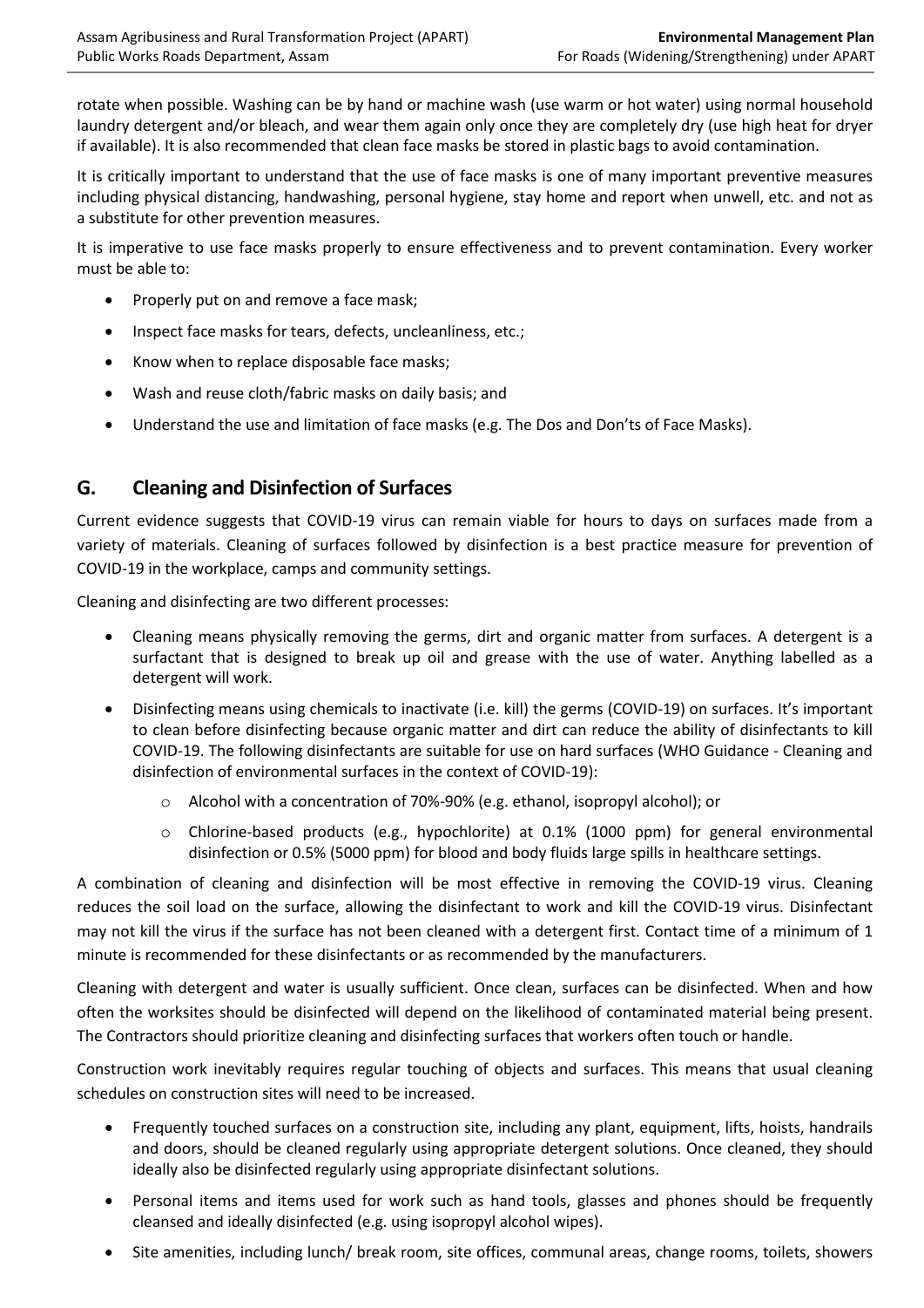rotate when possible. Washing can be by hand or machine wash (use warm or hot water) using normal household laundry detergent and/or bleach, and wear them again only once they are completely dry (use high heat for dryer if available). It is also recommended that clean face masks be stored in plastic bags to avoid contamination.

It is critically important to understand that the use of face masks is one of many important preventive measures including physical distancing, handwashing, personal hygiene, stay home and report when unwell, etc. and not as a substitute for other prevention measures.

It is imperative to use face masks properly to ensure effectiveness and to prevent contamination. Every worker must be able to:

- Properly put on and remove a face mask;
- Inspect face masks for tears, defects, uncleanliness, etc.;
- Know when to replace disposable face masks;
- Wash and reuse cloth/fabric masks on daily basis; and
- Understand the use and limitation of face masks (e.g. The Dos and Don'ts of Face Masks).

## G. Cleaning and Disinfection of Surfaces

Current evidence suggests that COVID-19 virus can remain viable for hours to days on surfaces made from a variety of materials. Cleaning of surfaces followed by disinfection is a best practice measure for prevention of COVID-19 in the workplace, camps and community settings.

Cleaning and disinfecting are two different processes:

- Cleaning means physically removing the germs, dirt and organic matter from surfaces. A detergent is a surfactant that is designed to break up oil and grease with the use of water. Anything labelled as a detergent will work.
- Disinfecting means using chemicals to inactivate (i.e. kill) the germs (COVID-19) on surfaces. It's important to clean before disinfecting because organic matter and dirt can reduce the ability of disinfectants to kill COVID-19. The following disinfectants are suitable for use on hard surfaces (WHO Guidance - Cleaning and disinfection of environmental surfaces in the context of COVID-19):
  - Alcohol with a concentration of 70%-90% (e.g. ethanol, isopropyl alcohol); or
  - Chlorine-based products (e.g., hypochlorite) at 0.1% (1000 ppm) for general environmental disinfection or 0.5% (5000 ppm) for blood and body fluids large spills in healthcare settings.

A combination of cleaning and disinfection will be most effective in removing the COVID-19 virus. Cleaning reduces the soil load on the surface, allowing the disinfectant to work and kill the COVID-19 virus. Disinfectant may not kill the virus if the surface has not been cleaned with a detergent first. Contact time of a minimum of 1 minute is recommended for these disinfectants or as recommended by the manufacturers.

Cleaning with detergent and water is usually sufficient. Once clean, surfaces can be disinfected. When and how often the worksites should be disinfected will depend on the likelihood of contaminated material being present. The Contractors should prioritize cleaning and disinfecting surfaces that workers often touch or handle.

Construction work inevitably requires regular touching of objects and surfaces. This means that usual cleaning schedules on construction sites will need to be increased.

- Frequently touched surfaces on a construction site, including any plant, equipment, lifts, hoists, handrails and doors, should be cleaned regularly using appropriate detergent solutions. Once cleaned, they should ideally also be disinfected regularly using appropriate disinfectant solutions.
- Personal items and items used for work such as hand tools, glasses and phones should be frequently cleansed and ideally disinfected (e.g. using isopropyl alcohol wipes).
- Site amenities, including lunch/ break room, site offices, communal areas, change rooms, toilets, showers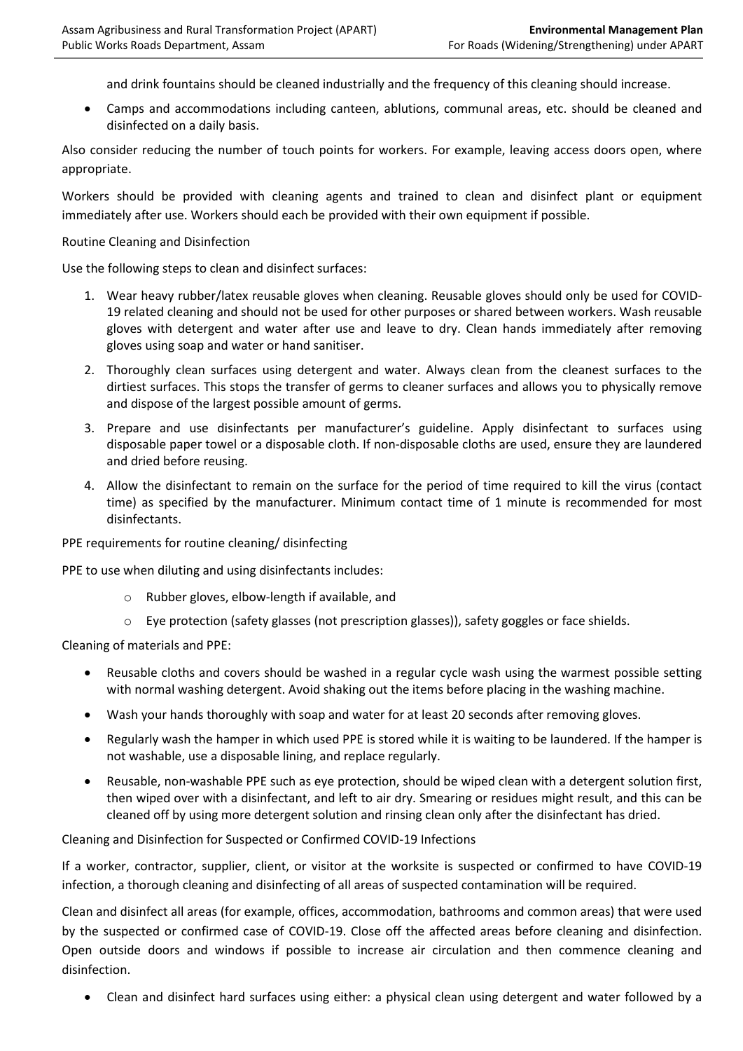and drink fountains should be cleaned industrially and the frequency of this cleaning should increase.

- Camps and accommodations including canteen, ablutions, communal areas, etc. should be cleaned and disinfected on a daily basis.

Also consider reducing the number of touch points for workers. For example, leaving access doors open, where appropriate.

Workers should be provided with cleaning agents and trained to clean and disinfect plant or equipment immediately after use. Workers should each be provided with their own equipment if possible.

Routine Cleaning and Disinfection

Use the following steps to clean and disinfect surfaces:

1. Wear heavy rubber/latex reusable gloves when cleaning. Reusable gloves should only be used for COVID-19 related cleaning and should not be used for other purposes or shared between workers. Wash reusable gloves with detergent and water after use and leave to dry. Clean hands immediately after removing gloves using soap and water or hand sanitiser.
2. Thoroughly clean surfaces using detergent and water. Always clean from the cleanest surfaces to the dirtiest surfaces. This stops the transfer of germs to cleaner surfaces and allows you to physically remove and dispose of the largest possible amount of germs.
3. Prepare and use disinfectants per manufacturer's guideline. Apply disinfectant to surfaces using disposable paper towel or a disposable cloth. If non-disposable cloths are used, ensure they are laundered and dried before reusing.
4. Allow the disinfectant to remain on the surface for the period of time required to kill the virus (contact time) as specified by the manufacturer. Minimum contact time of 1 minute is recommended for most disinfectants.

PPE requirements for routine cleaning/ disinfecting

PPE to use when diluting and using disinfectants includes:

- Rubber gloves, elbow-length if available, and
- Eye protection (safety glasses (not prescription glasses)), safety goggles or face shields.

Cleaning of materials and PPE:

- Reusable cloths and covers should be washed in a regular cycle wash using the warmest possible setting with normal washing detergent. Avoid shaking out the items before placing in the washing machine.
- Wash your hands thoroughly with soap and water for at least 20 seconds after removing gloves.
- Regularly wash the hamper in which used PPE is stored while it is waiting to be laundered. If the hamper is not washable, use a disposable lining, and replace regularly.
- Reusable, non-washable PPE such as eye protection, should be wiped clean with a detergent solution first, then wiped over with a disinfectant, and left to air dry. Smearing or residues might result, and this can be cleaned off by using more detergent solution and rinsing clean only after the disinfectant has dried.

Cleaning and Disinfection for Suspected or Confirmed COVID-19 Infections

If a worker, contractor, supplier, client, or visitor at the worksite is suspected or confirmed to have COVID-19 infection, a thorough cleaning and disinfecting of all areas of suspected contamination will be required.

Clean and disinfect all areas (for example, offices, accommodation, bathrooms and common areas) that were used by the suspected or confirmed case of COVID-19. Close off the affected areas before cleaning and disinfection. Open outside doors and windows if possible to increase air circulation and then commence cleaning and disinfection.

- Clean and disinfect hard surfaces using either: a physical clean using detergent and water followed by a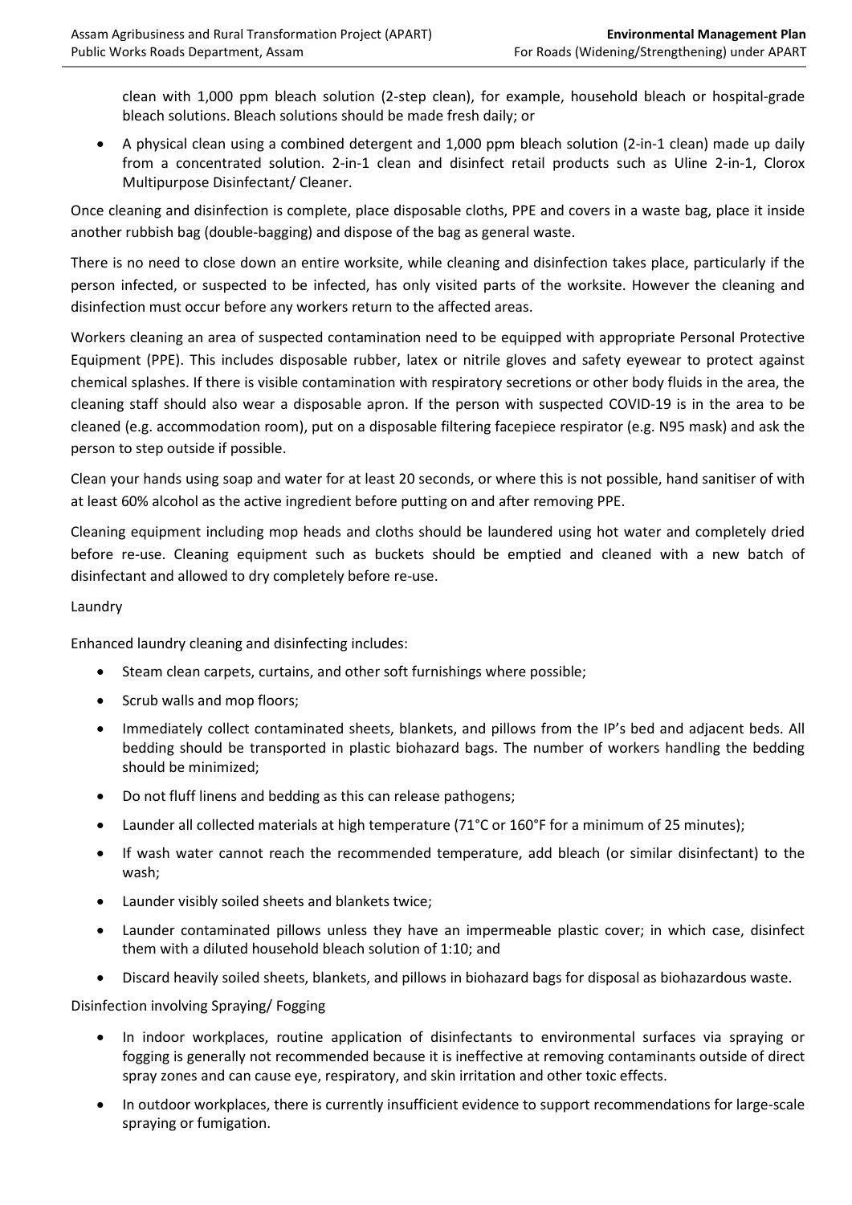clean with 1,000 ppm bleach solution (2-step clean), for example, household bleach or hospital-grade bleach solutions. Bleach solutions should be made fresh daily; or

- A physical clean using a combined detergent and 1,000 ppm bleach solution (2-in-1 clean) made up daily from a concentrated solution. 2-in-1 clean and disinfect retail products such as Uline 2-in-1, Clorox Multipurpose Disinfectant/ Cleaner.

Once cleaning and disinfection is complete, place disposable cloths, PPE and covers in a waste bag, place it inside another rubbish bag (double-bagging) and dispose of the bag as general waste.

There is no need to close down an entire worksite, while cleaning and disinfection takes place, particularly if the person infected, or suspected to be infected, has only visited parts of the worksite. However the cleaning and disinfection must occur before any workers return to the affected areas.

Workers cleaning an area of suspected contamination need to be equipped with appropriate Personal Protective Equipment (PPE). This includes disposable rubber, latex or nitrile gloves and safety eyewear to protect against chemical splashes. If there is visible contamination with respiratory secretions or other body fluids in the area, the cleaning staff should also wear a disposable apron. If the person with suspected COVID-19 is in the area to be cleaned (e.g. accommodation room), put on a disposable filtering facepiece respirator (e.g. N95 mask) and ask the person to step outside if possible.

Clean your hands using soap and water for at least 20 seconds, or where this is not possible, hand sanitiser of with at least 60% alcohol as the active ingredient before putting on and after removing PPE.

Cleaning equipment including mop heads and cloths should be laundered using hot water and completely dried before re-use. Cleaning equipment such as buckets should be emptied and cleaned with a new batch of disinfectant and allowed to dry completely before re-use.

Laundry

Enhanced laundry cleaning and disinfecting includes:

- Steam clean carpets, curtains, and other soft furnishings where possible;
- Scrub walls and mop floors;
- Immediately collect contaminated sheets, blankets, and pillows from the IP's bed and adjacent beds. All bedding should be transported in plastic biohazard bags. The number of workers handling the bedding should be minimized;
- Do not fluff linens and bedding as this can release pathogens;
- Launder all collected materials at high temperature (71°C or 160°F for a minimum of 25 minutes);
- If wash water cannot reach the recommended temperature, add bleach (or similar disinfectant) to the wash;
- Launder visibly soiled sheets and blankets twice;
- Launder contaminated pillows unless they have an impermeable plastic cover; in which case, disinfect them with a diluted household bleach solution of 1:10; and
- Discard heavily soiled sheets, blankets, and pillows in biohazard bags for disposal as biohazardous waste.

Disinfection involving Spraying/ Fogging

- In indoor workplaces, routine application of disinfectants to environmental surfaces via spraying or fogging is generally not recommended because it is ineffective at removing contaminants outside of direct spray zones and can cause eye, respiratory, and skin irritation and other toxic effects.
- In outdoor workplaces, there is currently insufficient evidence to support recommendations for large-scale spraying or fumigation.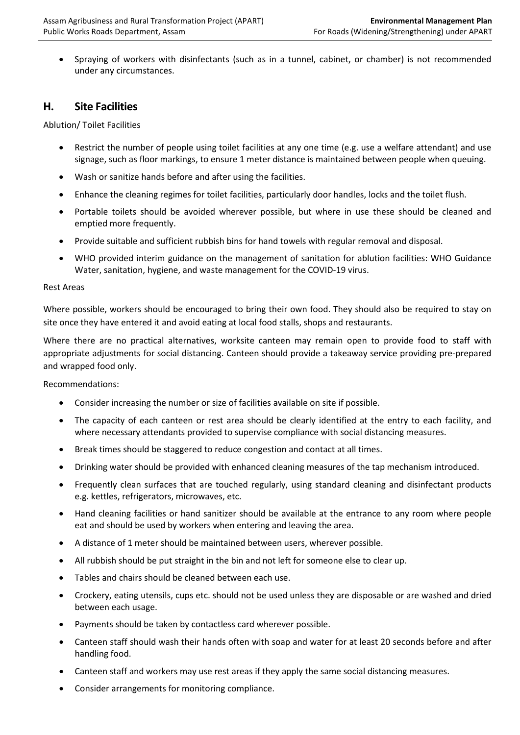- Spraying of workers with disinfectants (such as in a tunnel, cabinet, or chamber) is not recommended under any circumstances.

## H. Site Facilities

Ablution/ Toilet Facilities

- Restrict the number of people using toilet facilities at any one time (e.g. use a welfare attendant) and use signage, such as floor markings, to ensure 1 meter distance is maintained between people when queuing.
- Wash or sanitize hands before and after using the facilities.
- Enhance the cleaning regimes for toilet facilities, particularly door handles, locks and the toilet flush.
- Portable toilets should be avoided wherever possible, but where in use these should be cleaned and emptied more frequently.
- Provide suitable and sufficient rubbish bins for hand towels with regular removal and disposal.
- WHO provided interim guidance on the management of sanitation for ablution facilities: WHO Guidance Water, sanitation, hygiene, and waste management for the COVID-19 virus.

Rest Areas

Where possible, workers should be encouraged to bring their own food. They should also be required to stay on site once they have entered it and avoid eating at local food stalls, shops and restaurants.

Where there are no practical alternatives, worksite canteen may remain open to provide food to staff with appropriate adjustments for social distancing. Canteen should provide a takeaway service providing pre-prepared and wrapped food only.

Recommendations:

- Consider increasing the number or size of facilities available on site if possible.
- The capacity of each canteen or rest area should be clearly identified at the entry to each facility, and where necessary attendants provided to supervise compliance with social distancing measures.
- Break times should be staggered to reduce congestion and contact at all times.
- Drinking water should be provided with enhanced cleaning measures of the tap mechanism introduced.
- Frequently clean surfaces that are touched regularly, using standard cleaning and disinfectant products e.g. kettles, refrigerators, microwaves, etc.
- Hand cleaning facilities or hand sanitizer should be available at the entrance to any room where people eat and should be used by workers when entering and leaving the area.
- A distance of 1 meter should be maintained between users, wherever possible.
- All rubbish should be put straight in the bin and not left for someone else to clear up.
- Tables and chairs should be cleaned between each use.
- Crockery, eating utensils, cups etc. should not be used unless they are disposable or are washed and dried between each usage.
- Payments should be taken by contactless card wherever possible.
- Canteen staff should wash their hands often with soap and water for at least 20 seconds before and after handling food.
- Canteen staff and workers may use rest areas if they apply the same social distancing measures.
- Consider arrangements for monitoring compliance.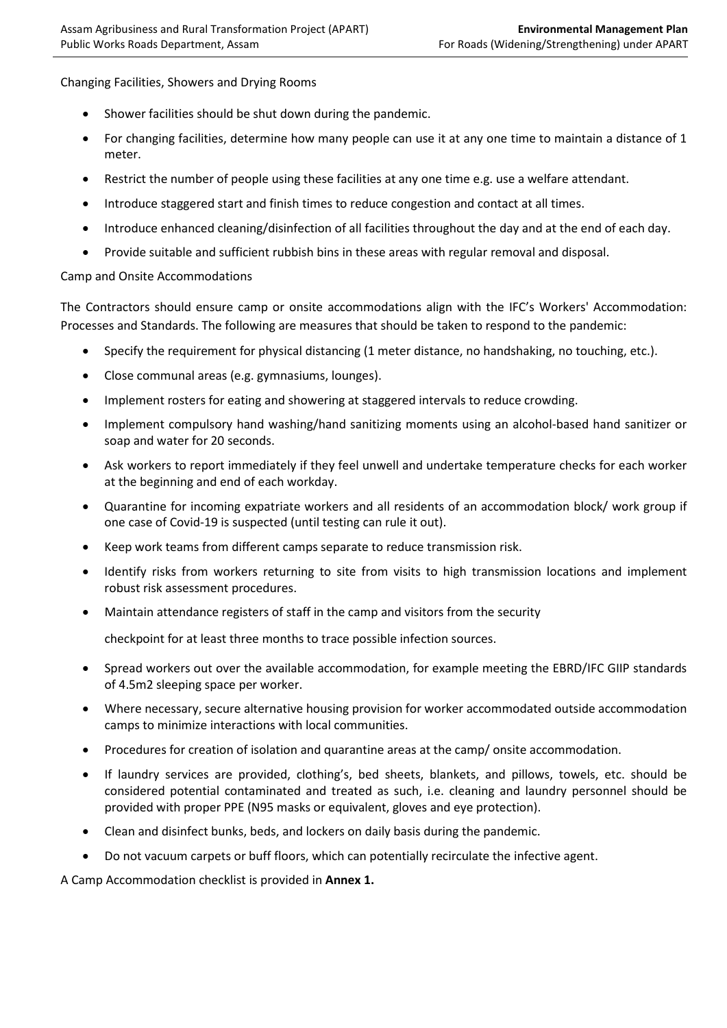Changing Facilities, Showers and Drying Rooms

- Shower facilities should be shut down during the pandemic.
- For changing facilities, determine how many people can use it at any one time to maintain a distance of 1 meter.
- Restrict the number of people using these facilities at any one time e.g. use a welfare attendant.
- Introduce staggered start and finish times to reduce congestion and contact at all times.
- Introduce enhanced cleaning/disinfection of all facilities throughout the day and at the end of each day.
- Provide suitable and sufficient rubbish bins in these areas with regular removal and disposal.

Camp and Onsite Accommodations

The Contractors should ensure camp or onsite accommodations align with the IFC's Workers' Accommodation: Processes and Standards. The following are measures that should be taken to respond to the pandemic:

- Specify the requirement for physical distancing (1 meter distance, no handshaking, no touching, etc.).
- Close communal areas (e.g. gymnasiums, lounges).
- Implement rosters for eating and showering at staggered intervals to reduce crowding.
- Implement compulsory hand washing/hand sanitizing moments using an alcohol-based hand sanitizer or soap and water for 20 seconds.
- Ask workers to report immediately if they feel unwell and undertake temperature checks for each worker at the beginning and end of each workday.
- Quarantine for incoming expatriate workers and all residents of an accommodation block/ work group if one case of Covid-19 is suspected (until testing can rule it out).
- Keep work teams from different camps separate to reduce transmission risk.
- Identify risks from workers returning to site from visits to high transmission locations and implement robust risk assessment procedures.
- Maintain attendance registers of staff in the camp and visitors from the security

  checkpoint for at least three months to trace possible infection sources.
- Spread workers out over the available accommodation, for example meeting the EBRD/IFC GIIP standards of 4.5m2 sleeping space per worker.
- Where necessary, secure alternative housing provision for worker accommodated outside accommodation camps to minimize interactions with local communities.
- Procedures for creation of isolation and quarantine areas at the camp/ onsite accommodation.
- If laundry services are provided, clothing's, bed sheets, blankets, and pillows, towels, etc. should be considered potential contaminated and treated as such, i.e. cleaning and laundry personnel should be provided with proper PPE (N95 masks or equivalent, gloves and eye protection).
- Clean and disinfect bunks, beds, and lockers on daily basis during the pandemic.
- Do not vacuum carpets or buff floors, which can potentially recirculate the infective agent.

A Camp Accommodation checklist is provided in **Annex 1.**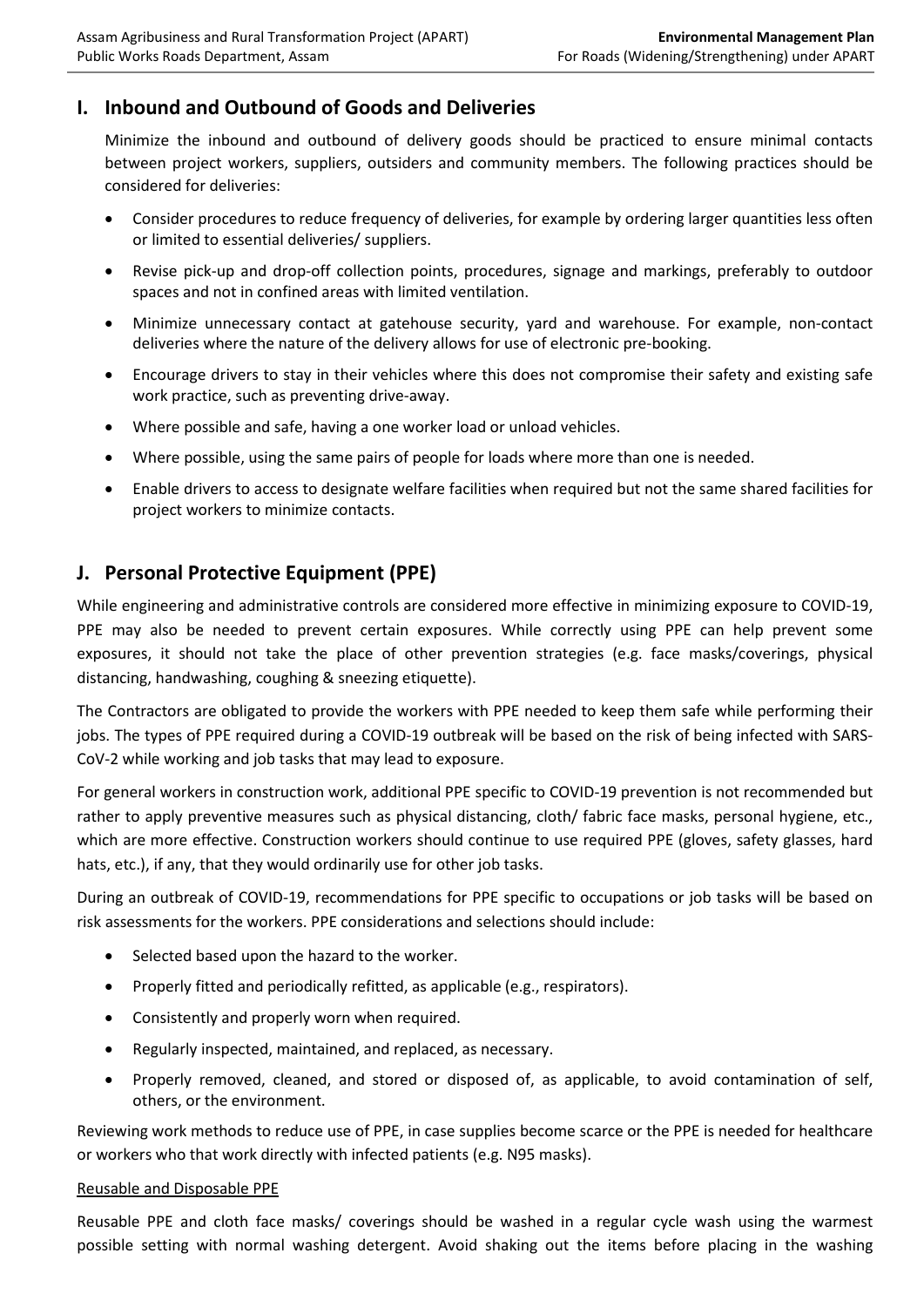## I. Inbound and Outbound of Goods and Deliveries

Minimize the inbound and outbound of delivery goods should be practiced to ensure minimal contacts between project workers, suppliers, outsiders and community members. The following practices should be considered for deliveries:

- Consider procedures to reduce frequency of deliveries, for example by ordering larger quantities less often or limited to essential deliveries/ suppliers.
- Revise pick-up and drop-off collection points, procedures, signage and markings, preferably to outdoor spaces and not in confined areas with limited ventilation.
- Minimize unnecessary contact at gatehouse security, yard and warehouse. For example, non-contact deliveries where the nature of the delivery allows for use of electronic pre-booking.
- Encourage drivers to stay in their vehicles where this does not compromise their safety and existing safe work practice, such as preventing drive-away.
- Where possible and safe, having a one worker load or unload vehicles.
- Where possible, using the same pairs of people for loads where more than one is needed.
- Enable drivers to access to designate welfare facilities when required but not the same shared facilities for project workers to minimize contacts.

## J. Personal Protective Equipment (PPE)

While engineering and administrative controls are considered more effective in minimizing exposure to COVID-19, PPE may also be needed to prevent certain exposures. While correctly using PPE can help prevent some exposures, it should not take the place of other prevention strategies (e.g. face masks/coverings, physical distancing, handwashing, coughing & sneezing etiquette).

The Contractors are obligated to provide the workers with PPE needed to keep them safe while performing their jobs. The types of PPE required during a COVID-19 outbreak will be based on the risk of being infected with SARS-CoV-2 while working and job tasks that may lead to exposure.

For general workers in construction work, additional PPE specific to COVID-19 prevention is not recommended but rather to apply preventive measures such as physical distancing, cloth/ fabric face masks, personal hygiene, etc., which are more effective. Construction workers should continue to use required PPE (gloves, safety glasses, hard hats, etc.), if any, that they would ordinarily use for other job tasks.

During an outbreak of COVID-19, recommendations for PPE specific to occupations or job tasks will be based on risk assessments for the workers. PPE considerations and selections should include:

- Selected based upon the hazard to the worker.
- Properly fitted and periodically refitted, as applicable (e.g., respirators).
- Consistently and properly worn when required.
- Regularly inspected, maintained, and replaced, as necessary.
- Properly removed, cleaned, and stored or disposed of, as applicable, to avoid contamination of self, others, or the environment.

Reviewing work methods to reduce use of PPE, in case supplies become scarce or the PPE is needed for healthcare or workers who that work directly with infected patients (e.g. N95 masks).

Reusable and Disposable PPE

Reusable PPE and cloth face masks/ coverings should be washed in a regular cycle wash using the warmest possible setting with normal washing detergent. Avoid shaking out the items before placing in the washing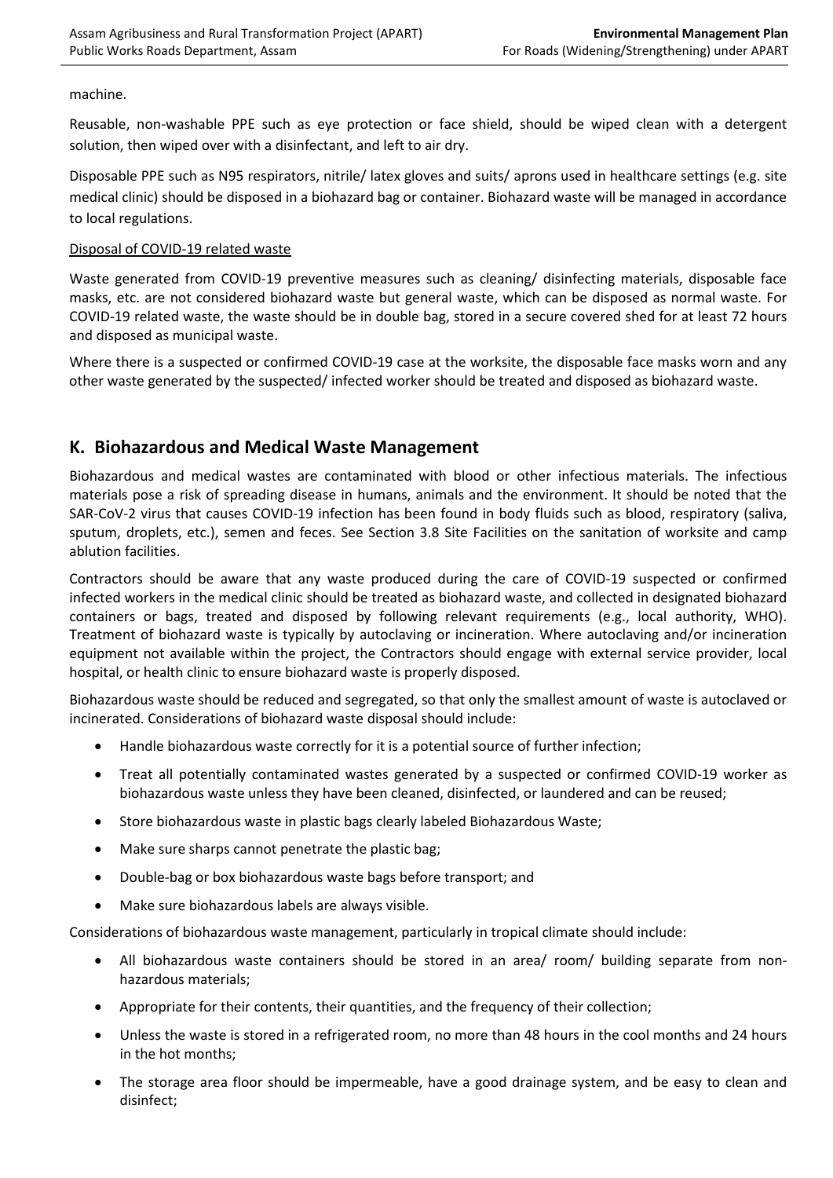machine.

Reusable, non-washable PPE such as eye protection or face shield, should be wiped clean with a detergent solution, then wiped over with a disinfectant, and left to air dry.

Disposable PPE such as N95 respirators, nitrile/ latex gloves and suits/ aprons used in healthcare settings (e.g. site medical clinic) should be disposed in a biohazard bag or container. Biohazard waste will be managed in accordance to local regulations.

Disposal of COVID-19 related waste

Waste generated from COVID-19 preventive measures such as cleaning/ disinfecting materials, disposable face masks, etc. are not considered biohazard waste but general waste, which can be disposed as normal waste. For COVID-19 related waste, the waste should be in double bag, stored in a secure covered shed for at least 72 hours and disposed as municipal waste.

Where there is a suspected or confirmed COVID-19 case at the worksite, the disposable face masks worn and any other waste generated by the suspected/ infected worker should be treated and disposed as biohazard waste.

## K. Biohazardous and Medical Waste Management

Biohazardous and medical wastes are contaminated with blood or other infectious materials. The infectious materials pose a risk of spreading disease in humans, animals and the environment. It should be noted that the SAR-CoV-2 virus that causes COVID-19 infection has been found in body fluids such as blood, respiratory (saliva, sputum, droplets, etc.), semen and feces. See Section 3.8 Site Facilities on the sanitation of worksite and camp ablution facilities.

Contractors should be aware that any waste produced during the care of COVID-19 suspected or confirmed infected workers in the medical clinic should be treated as biohazard waste, and collected in designated biohazard containers or bags, treated and disposed by following relevant requirements (e.g., local authority, WHO). Treatment of biohazard waste is typically by autoclaving or incineration. Where autoclaving and/or incineration equipment not available within the project, the Contractors should engage with external service provider, local hospital, or health clinic to ensure biohazard waste is properly disposed.

Biohazardous waste should be reduced and segregated, so that only the smallest amount of waste is autoclaved or incinerated. Considerations of biohazard waste disposal should include:

- Handle biohazardous waste correctly for it is a potential source of further infection;
- Treat all potentially contaminated wastes generated by a suspected or confirmed COVID-19 worker as biohazardous waste unless they have been cleaned, disinfected, or laundered and can be reused;
- Store biohazardous waste in plastic bags clearly labeled Biohazardous Waste;
- Make sure sharps cannot penetrate the plastic bag;
- Double-bag or box biohazardous waste bags before transport; and
- Make sure biohazardous labels are always visible.

Considerations of biohazardous waste management, particularly in tropical climate should include:

- All biohazardous waste containers should be stored in an area/ room/ building separate from non-hazardous materials;
- Appropriate for their contents, their quantities, and the frequency of their collection;
- Unless the waste is stored in a refrigerated room, no more than 48 hours in the cool months and 24 hours in the hot months;
- The storage area floor should be impermeable, have a good drainage system, and be easy to clean and disinfect;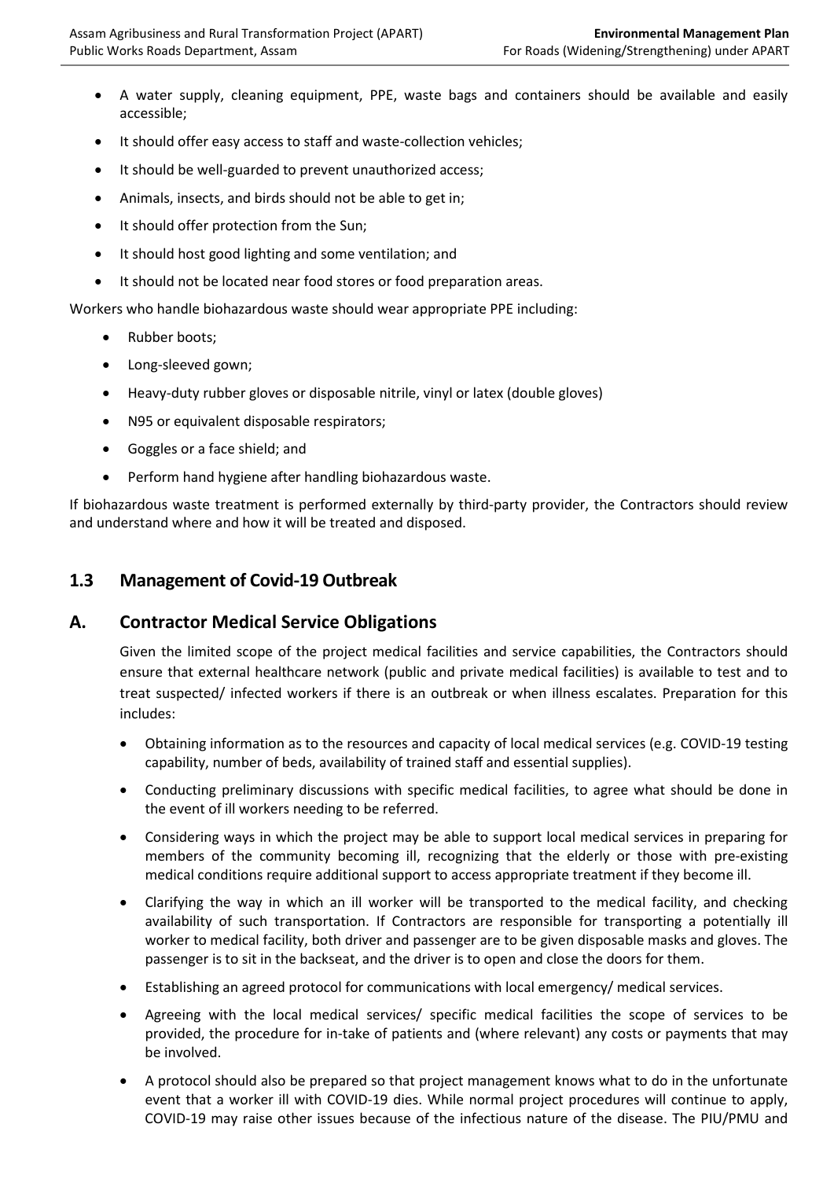- A water supply, cleaning equipment, PPE, waste bags and containers should be available and easily accessible;
- It should offer easy access to staff and waste-collection vehicles;
- It should be well-guarded to prevent unauthorized access;
- Animals, insects, and birds should not be able to get in;
- It should offer protection from the Sun;
- It should host good lighting and some ventilation; and
- It should not be located near food stores or food preparation areas.

Workers who handle biohazardous waste should wear appropriate PPE including:

- Rubber boots;
- Long-sleeved gown;
- Heavy-duty rubber gloves or disposable nitrile, vinyl or latex (double gloves)
- N95 or equivalent disposable respirators;
- Goggles or a face shield; and
- Perform hand hygiene after handling biohazardous waste.

If biohazardous waste treatment is performed externally by third-party provider, the Contractors should review and understand where and how it will be treated and disposed.

## 1.3 Management of Covid-19 Outbreak

## A. Contractor Medical Service Obligations

Given the limited scope of the project medical facilities and service capabilities, the Contractors should ensure that external healthcare network (public and private medical facilities) is available to test and to treat suspected/ infected workers if there is an outbreak or when illness escalates. Preparation for this includes:

- Obtaining information as to the resources and capacity of local medical services (e.g. COVID-19 testing capability, number of beds, availability of trained staff and essential supplies).
- Conducting preliminary discussions with specific medical facilities, to agree what should be done in the event of ill workers needing to be referred.
- Considering ways in which the project may be able to support local medical services in preparing for members of the community becoming ill, recognizing that the elderly or those with pre-existing medical conditions require additional support to access appropriate treatment if they become ill.
- Clarifying the way in which an ill worker will be transported to the medical facility, and checking availability of such transportation. If Contractors are responsible for transporting a potentially ill worker to medical facility, both driver and passenger are to be given disposable masks and gloves. The passenger is to sit in the backseat, and the driver is to open and close the doors for them.
- Establishing an agreed protocol for communications with local emergency/ medical services.
- Agreeing with the local medical services/ specific medical facilities the scope of services to be provided, the procedure for in-take of patients and (where relevant) any costs or payments that may be involved.
- A protocol should also be prepared so that project management knows what to do in the unfortunate event that a worker ill with COVID-19 dies. While normal project procedures will continue to apply, COVID-19 may raise other issues because of the infectious nature of the disease. The PIU/PMU and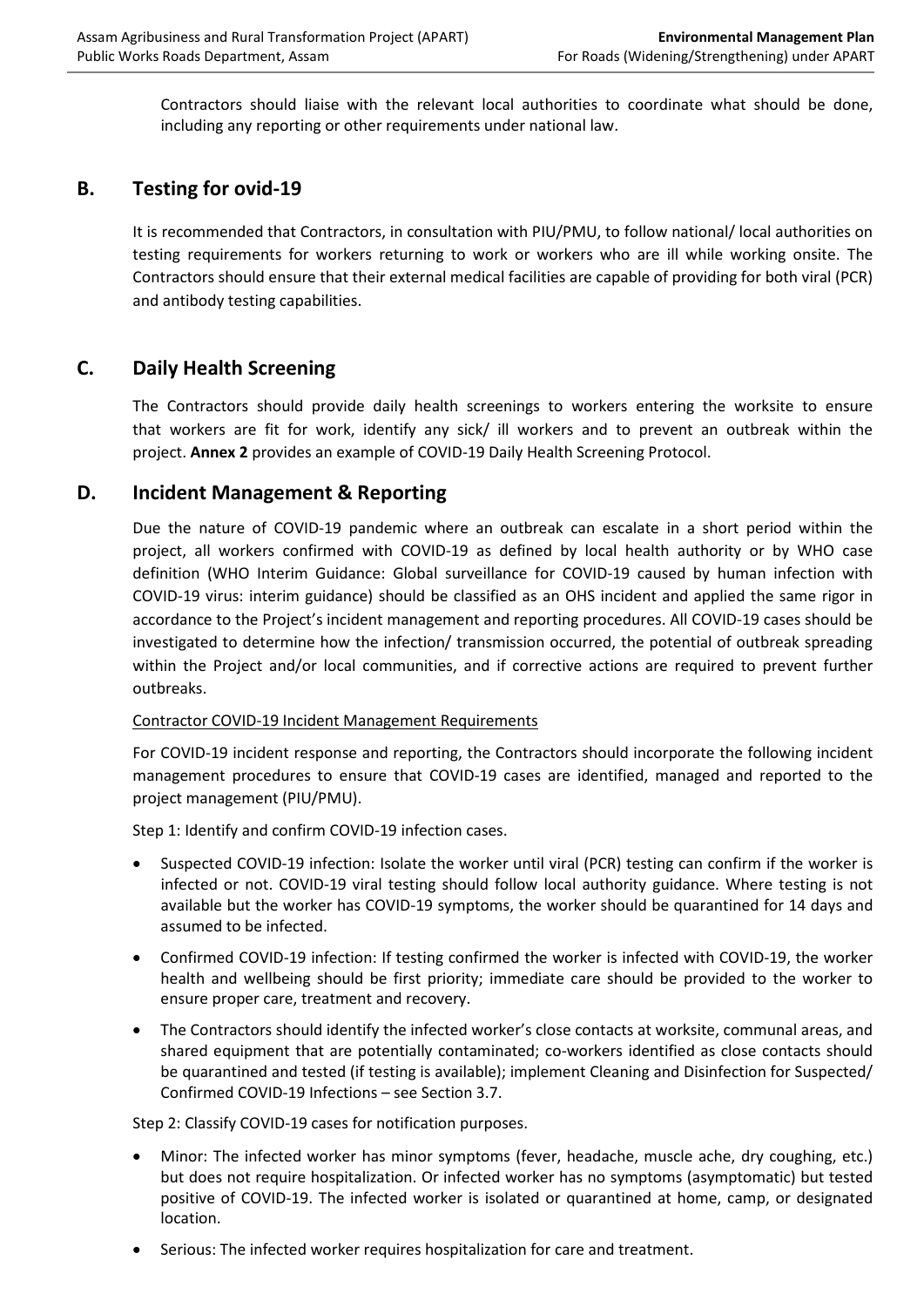Contractors should liaise with the relevant local authorities to coordinate what should be done, including any reporting or other requirements under national law.

## B. Testing for ovid-19

It is recommended that Contractors, in consultation with PIU/PMU, to follow national/ local authorities on testing requirements for workers returning to work or workers who are ill while working onsite. The Contractors should ensure that their external medical facilities are capable of providing for both viral (PCR) and antibody testing capabilities.

## C. Daily Health Screening

The Contractors should provide daily health screenings to workers entering the worksite to ensure that workers are fit for work, identify any sick/ ill workers and to prevent an outbreak within the project. **Annex 2** provides an example of COVID-19 Daily Health Screening Protocol.

## D. Incident Management & Reporting

Due the nature of COVID-19 pandemic where an outbreak can escalate in a short period within the project, all workers confirmed with COVID-19 as defined by local health authority or by WHO case definition (WHO Interim Guidance: Global surveillance for COVID-19 caused by human infection with COVID-19 virus: interim guidance) should be classified as an OHS incident and applied the same rigor in accordance to the Project's incident management and reporting procedures. All COVID-19 cases should be investigated to determine how the infection/ transmission occurred, the potential of outbreak spreading within the Project and/or local communities, and if corrective actions are required to prevent further outbreaks.

Contractor COVID-19 Incident Management Requirements

For COVID-19 incident response and reporting, the Contractors should incorporate the following incident management procedures to ensure that COVID-19 cases are identified, managed and reported to the project management (PIU/PMU).

Step 1: Identify and confirm COVID-19 infection cases.

- Suspected COVID-19 infection: Isolate the worker until viral (PCR) testing can confirm if the worker is infected or not. COVID-19 viral testing should follow local authority guidance. Where testing is not available but the worker has COVID-19 symptoms, the worker should be quarantined for 14 days and assumed to be infected.
- Confirmed COVID-19 infection: If testing confirmed the worker is infected with COVID-19, the worker health and wellbeing should be first priority; immediate care should be provided to the worker to ensure proper care, treatment and recovery.
- The Contractors should identify the infected worker's close contacts at worksite, communal areas, and shared equipment that are potentially contaminated; co-workers identified as close contacts should be quarantined and tested (if testing is available); implement Cleaning and Disinfection for Suspected/ Confirmed COVID-19 Infections – see Section 3.7.

Step 2: Classify COVID-19 cases for notification purposes.

- Minor: The infected worker has minor symptoms (fever, headache, muscle ache, dry coughing, etc.) but does not require hospitalization. Or infected worker has no symptoms (asymptomatic) but tested positive of COVID-19. The infected worker is isolated or quarantined at home, camp, or designated location.
- Serious: The infected worker requires hospitalization for care and treatment.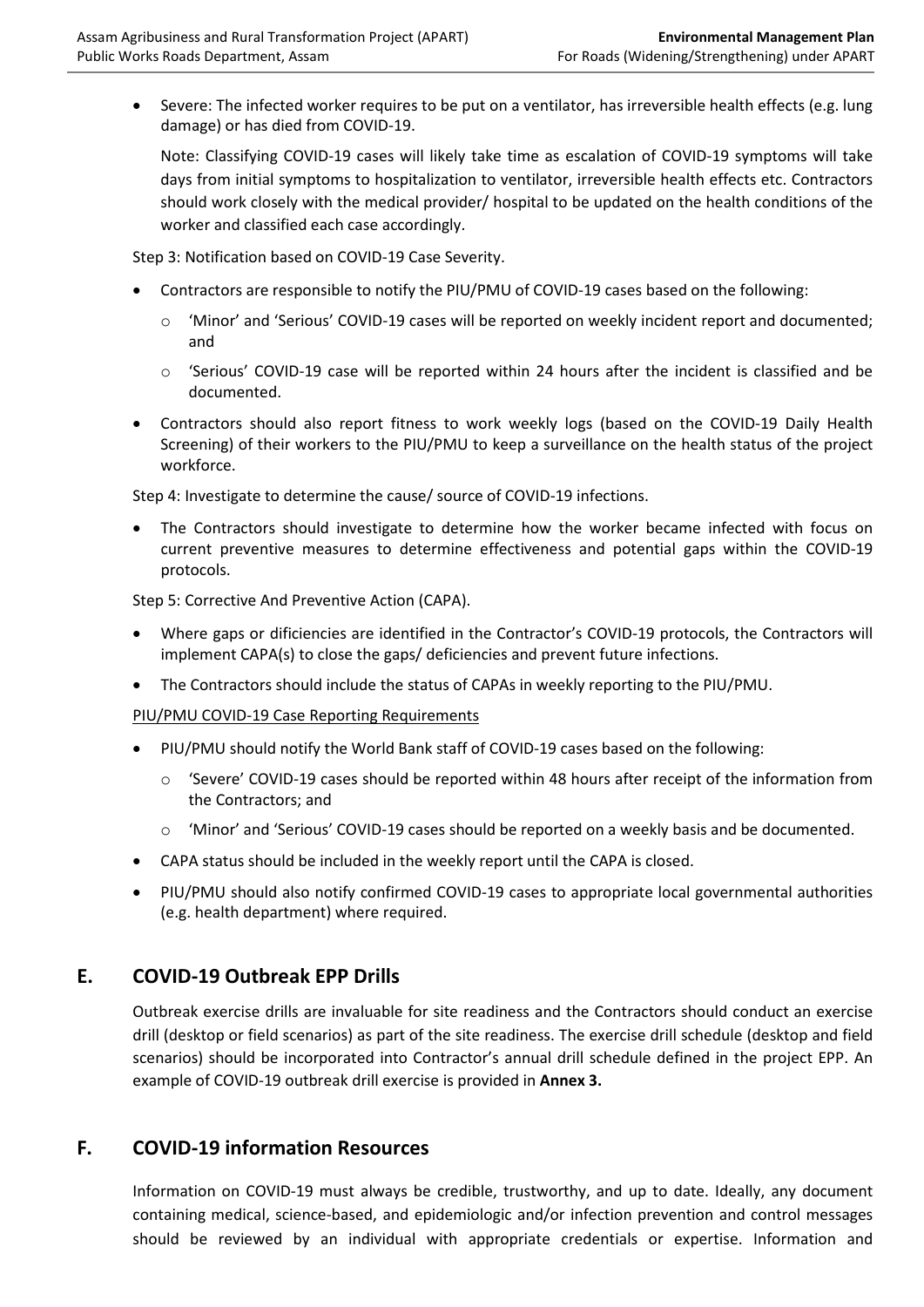- Severe: The infected worker requires to be put on a ventilator, has irreversible health effects (e.g. lung damage) or has died from COVID-19.

  Note: Classifying COVID-19 cases will likely take time as escalation of COVID-19 symptoms will take days from initial symptoms to hospitalization to ventilator, irreversible health effects etc. Contractors should work closely with the medical provider/ hospital to be updated on the health conditions of the worker and classified each case accordingly.

Step 3: Notification based on COVID-19 Case Severity.

- Contractors are responsible to notify the PIU/PMU of COVID-19 cases based on the following:
  - 'Minor' and 'Serious' COVID-19 cases will be reported on weekly incident report and documented; and
  - 'Serious' COVID-19 case will be reported within 24 hours after the incident is classified and be documented.
- Contractors should also report fitness to work weekly logs (based on the COVID-19 Daily Health Screening) of their workers to the PIU/PMU to keep a surveillance on the health status of the project workforce.

Step 4: Investigate to determine the cause/ source of COVID-19 infections.

- The Contractors should investigate to determine how the worker became infected with focus on current preventive measures to determine effectiveness and potential gaps within the COVID-19 protocols.

Step 5: Corrective And Preventive Action (CAPA).

- Where gaps or dificiencies are identified in the Contractor's COVID-19 protocols, the Contractors will implement CAPA(s) to close the gaps/ deficiencies and prevent future infections.
- The Contractors should include the status of CAPAs in weekly reporting to the PIU/PMU.

PIU/PMU COVID-19 Case Reporting Requirements

- PIU/PMU should notify the World Bank staff of COVID-19 cases based on the following:
  - 'Severe' COVID-19 cases should be reported within 48 hours after receipt of the information from the Contractors; and
  - 'Minor' and 'Serious' COVID-19 cases should be reported on a weekly basis and be documented.
- CAPA status should be included in the weekly report until the CAPA is closed.
- PIU/PMU should also notify confirmed COVID-19 cases to appropriate local governmental authorities (e.g. health department) where required.

## E. COVID-19 Outbreak EPP Drills

Outbreak exercise drills are invaluable for site readiness and the Contractors should conduct an exercise drill (desktop or field scenarios) as part of the site readiness. The exercise drill schedule (desktop and field scenarios) should be incorporated into Contractor's annual drill schedule defined in the project EPP. An example of COVID-19 outbreak drill exercise is provided in **Annex 3.**

## F. COVID-19 information Resources

Information on COVID-19 must always be credible, trustworthy, and up to date. Ideally, any document containing medical, science-based, and epidemiologic and/or infection prevention and control messages should be reviewed by an individual with appropriate credentials or expertise. Information and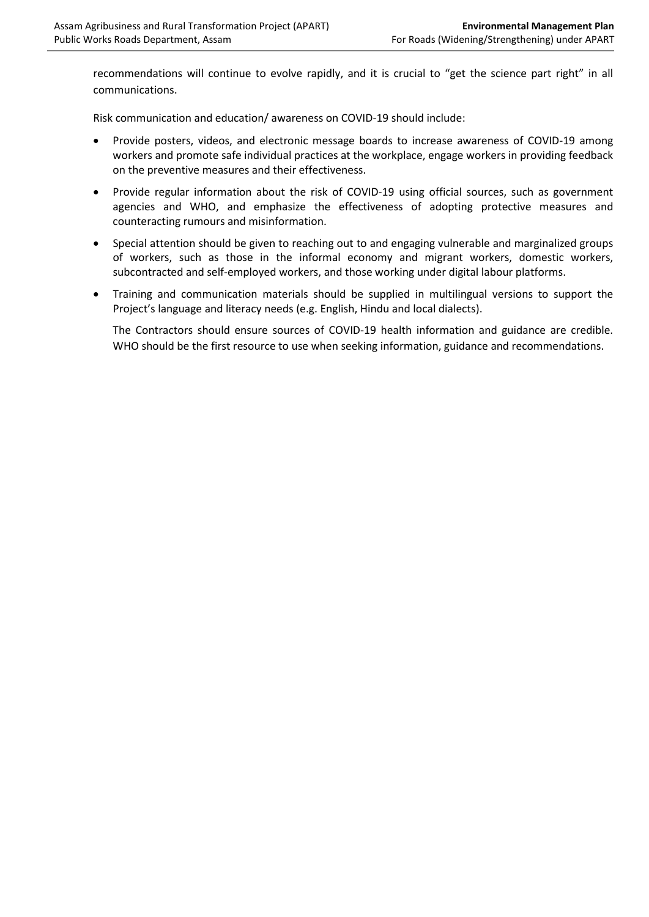recommendations will continue to evolve rapidly, and it is crucial to "get the science part right" in all communications.

Risk communication and education/ awareness on COVID-19 should include:

- Provide posters, videos, and electronic message boards to increase awareness of COVID-19 among workers and promote safe individual practices at the workplace, engage workers in providing feedback on the preventive measures and their effectiveness.
- Provide regular information about the risk of COVID-19 using official sources, such as government agencies and WHO, and emphasize the effectiveness of adopting protective measures and counteracting rumours and misinformation.
- Special attention should be given to reaching out to and engaging vulnerable and marginalized groups of workers, such as those in the informal economy and migrant workers, domestic workers, subcontracted and self-employed workers, and those working under digital labour platforms.
- Training and communication materials should be supplied in multilingual versions to support the Project's language and literacy needs (e.g. English, Hindu and local dialects).

  The Contractors should ensure sources of COVID-19 health information and guidance are credible. WHO should be the first resource to use when seeking information, guidance and recommendations.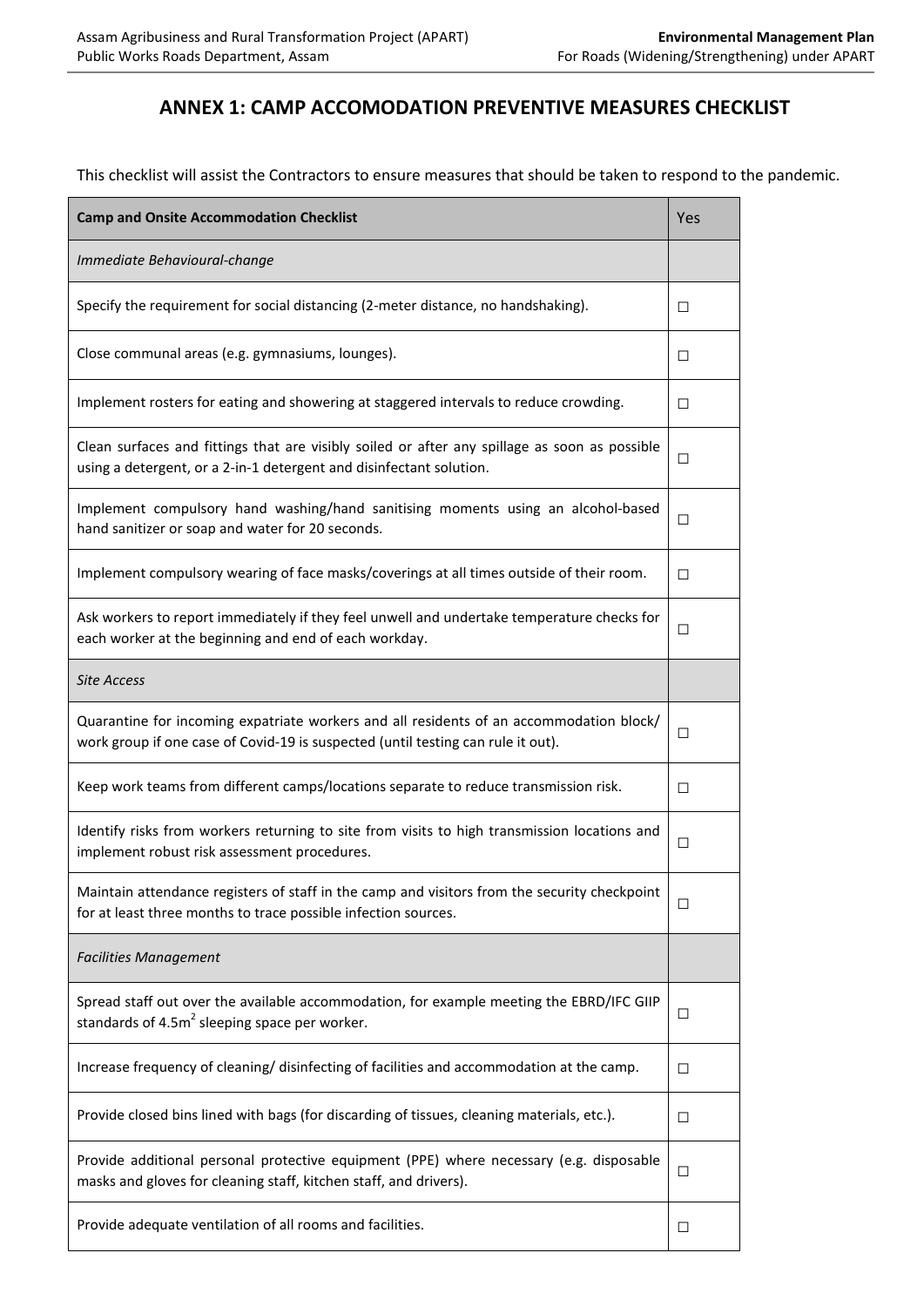## ANNEX 1: CAMP ACCOMODATION PREVENTIVE MEASURES CHECKLIST

This checklist will assist the Contractors to ensure measures that should be taken to respond to the pandemic.

| **Camp and Onsite Accommodation Checklist** | Yes |
|---|---|
| *Immediate Behavioural-change* | |
| Specify the requirement for social distancing (2-meter distance, no handshaking). | ☐ |
| Close communal areas (e.g. gymnasiums, lounges). | ☐ |
| Implement rosters for eating and showering at staggered intervals to reduce crowding. | ☐ |
| Clean surfaces and fittings that are visibly soiled or after any spillage as soon as possible using a detergent, or a 2-in-1 detergent and disinfectant solution. | ☐ |
| Implement compulsory hand washing/hand sanitising moments using an alcohol-based hand sanitizer or soap and water for 20 seconds. | ☐ |
| Implement compulsory wearing of face masks/coverings at all times outside of their room. | ☐ |
| Ask workers to report immediately if they feel unwell and undertake temperature checks for each worker at the beginning and end of each workday. | ☐ |
| *Site Access* | |
| Quarantine for incoming expatriate workers and all residents of an accommodation block/ work group if one case of Covid-19 is suspected (until testing can rule it out). | ☐ |
| Keep work teams from different camps/locations separate to reduce transmission risk. | ☐ |
| Identify risks from workers returning to site from visits to high transmission locations and implement robust risk assessment procedures. | ☐ |
| Maintain attendance registers of staff in the camp and visitors from the security checkpoint for at least three months to trace possible infection sources. | ☐ |
| *Facilities Management* | |
| Spread staff out over the available accommodation, for example meeting the EBRD/IFC GIIP standards of 4.5m$^2$ sleeping space per worker. | ☐ |
| Increase frequency of cleaning/ disinfecting of facilities and accommodation at the camp. | ☐ |
| Provide closed bins lined with bags (for discarding of tissues, cleaning materials, etc.). | ☐ |
| Provide additional personal protective equipment (PPE) where necessary (e.g. disposable masks and gloves for cleaning staff, kitchen staff, and drivers). | ☐ |
| Provide adequate ventilation of all rooms and facilities. | ☐ |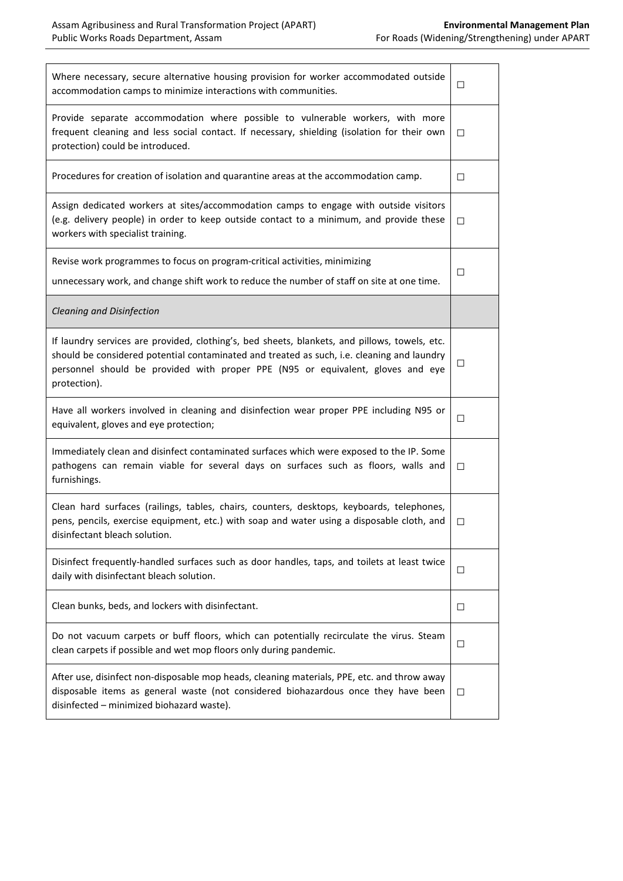| | |
|---|---|
| Where necessary, secure alternative housing provision for worker accommodated outside accommodation camps to minimize interactions with communities. | ☐ |
| Provide separate accommodation where possible to vulnerable workers, with more frequent cleaning and less social contact. If necessary, shielding (isolation for their own protection) could be introduced. | ☐ |
| Procedures for creation of isolation and quarantine areas at the accommodation camp. | ☐ |
| Assign dedicated workers at sites/accommodation camps to engage with outside visitors (e.g. delivery people) in order to keep outside contact to a minimum, and provide these workers with specialist training. | ☐ |
| Revise work programmes to focus on program-critical activities, minimizing unnecessary work, and change shift work to reduce the number of staff on site at one time. | ☐ |
| *Cleaning and Disinfection* | |
| If laundry services are provided, clothing's, bed sheets, blankets, and pillows, towels, etc. should be considered potential contaminated and treated as such, i.e. cleaning and laundry personnel should be provided with proper PPE (N95 or equivalent, gloves and eye protection). | ☐ |
| Have all workers involved in cleaning and disinfection wear proper PPE including N95 or equivalent, gloves and eye protection; | ☐ |
| Immediately clean and disinfect contaminated surfaces which were exposed to the IP. Some pathogens can remain viable for several days on surfaces such as floors, walls and furnishings. | ☐ |
| Clean hard surfaces (railings, tables, chairs, counters, desktops, keyboards, telephones, pens, pencils, exercise equipment, etc.) with soap and water using a disposable cloth, and disinfectant bleach solution. | ☐ |
| Disinfect frequently-handled surfaces such as door handles, taps, and toilets at least twice daily with disinfectant bleach solution. | ☐ |
| Clean bunks, beds, and lockers with disinfectant. | ☐ |
| Do not vacuum carpets or buff floors, which can potentially recirculate the virus. Steam clean carpets if possible and wet mop floors only during pandemic. | ☐ |
| After use, disinfect non-disposable mop heads, cleaning materials, PPE, etc. and throw away disposable items as general waste (not considered biohazardous once they have been disinfected – minimized biohazard waste). | ☐ |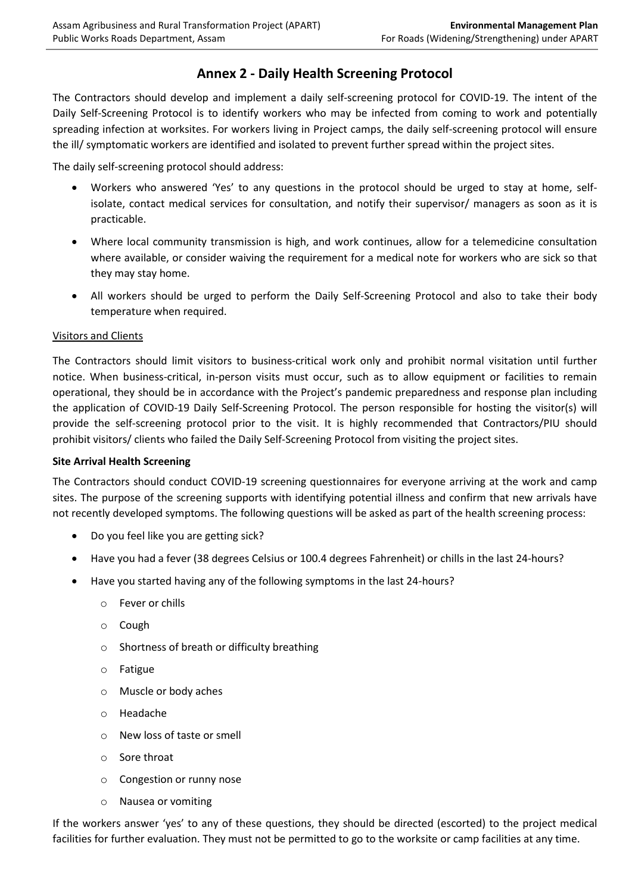# Annex 2 - Daily Health Screening Protocol

The Contractors should develop and implement a daily self-screening protocol for COVID-19. The intent of the Daily Self-Screening Protocol is to identify workers who may be infected from coming to work and potentially spreading infection at worksites. For workers living in Project camps, the daily self-screening protocol will ensure the ill/ symptomatic workers are identified and isolated to prevent further spread within the project sites.

The daily self-screening protocol should address:

- Workers who answered 'Yes' to any questions in the protocol should be urged to stay at home, self-isolate, contact medical services for consultation, and notify their supervisor/ managers as soon as it is practicable.
- Where local community transmission is high, and work continues, allow for a telemedicine consultation where available, or consider waiving the requirement for a medical note for workers who are sick so that they may stay home.
- All workers should be urged to perform the Daily Self-Screening Protocol and also to take their body temperature when required.

Visitors and Clients

The Contractors should limit visitors to business-critical work only and prohibit normal visitation until further notice. When business-critical, in-person visits must occur, such as to allow equipment or facilities to remain operational, they should be in accordance with the Project's pandemic preparedness and response plan including the application of COVID-19 Daily Self-Screening Protocol. The person responsible for hosting the visitor(s) will provide the self-screening protocol prior to the visit. It is highly recommended that Contractors/PIU should prohibit visitors/ clients who failed the Daily Self-Screening Protocol from visiting the project sites.

**Site Arrival Health Screening**

The Contractors should conduct COVID-19 screening questionnaires for everyone arriving at the work and camp sites. The purpose of the screening supports with identifying potential illness and confirm that new arrivals have not recently developed symptoms. The following questions will be asked as part of the health screening process:

- Do you feel like you are getting sick?
- Have you had a fever (38 degrees Celsius or 100.4 degrees Fahrenheit) or chills in the last 24-hours?
- Have you started having any of the following symptoms in the last 24-hours?
    - Fever or chills
    - Cough
    - Shortness of breath or difficulty breathing
    - Fatigue
    - Muscle or body aches
    - Headache
    - New loss of taste or smell
    - Sore throat
    - Congestion or runny nose
    - Nausea or vomiting

If the workers answer 'yes' to any of these questions, they should be directed (escorted) to the project medical facilities for further evaluation. They must not be permitted to go to the worksite or camp facilities at any time.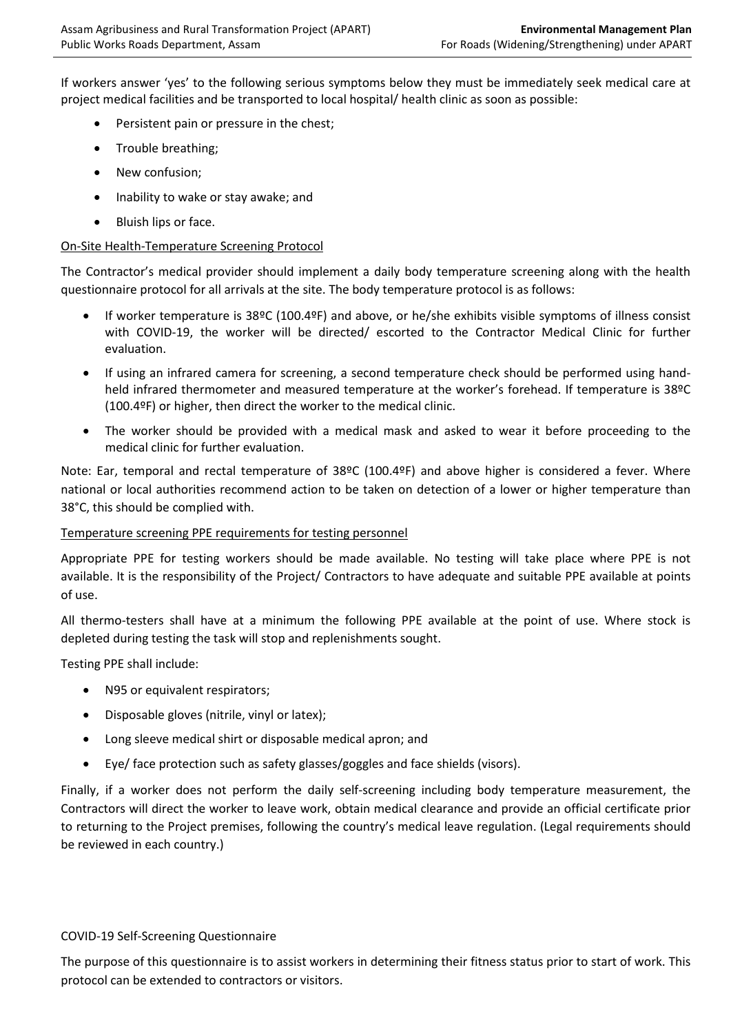If workers answer 'yes' to the following serious symptoms below they must be immediately seek medical care at project medical facilities and be transported to local hospital/ health clinic as soon as possible:

- Persistent pain or pressure in the chest;
- Trouble breathing;
- New confusion;
- Inability to wake or stay awake; and
- Bluish lips or face.

<u>On-Site Health-Temperature Screening Protocol</u>

The Contractor's medical provider should implement a daily body temperature screening along with the health questionnaire protocol for all arrivals at the site. The body temperature protocol is as follows:

- If worker temperature is 38ºC (100.4ºF) and above, or he/she exhibits visible symptoms of illness consist with COVID-19, the worker will be directed/ escorted to the Contractor Medical Clinic for further evaluation.
- If using an infrared camera for screening, a second temperature check should be performed using hand-held infrared thermometer and measured temperature at the worker's forehead. If temperature is 38ºC (100.4ºF) or higher, then direct the worker to the medical clinic.
- The worker should be provided with a medical mask and asked to wear it before proceeding to the medical clinic for further evaluation.

Note: Ear, temporal and rectal temperature of 38ºC (100.4ºF) and above higher is considered a fever. Where national or local authorities recommend action to be taken on detection of a lower or higher temperature than 38°C, this should be complied with.

<u>Temperature screening PPE requirements for testing personnel</u>

Appropriate PPE for testing workers should be made available. No testing will take place where PPE is not available. It is the responsibility of the Project/ Contractors to have adequate and suitable PPE available at points of use.

All thermo-testers shall have at a minimum the following PPE available at the point of use. Where stock is depleted during testing the task will stop and replenishments sought.

Testing PPE shall include:

- N95 or equivalent respirators;
- Disposable gloves (nitrile, vinyl or latex);
- Long sleeve medical shirt or disposable medical apron; and
- Eye/ face protection such as safety glasses/goggles and face shields (visors).

Finally, if a worker does not perform the daily self-screening including body temperature measurement, the Contractors will direct the worker to leave work, obtain medical clearance and provide an official certificate prior to returning to the Project premises, following the country's medical leave regulation. (Legal requirements should be reviewed in each country.)

COVID-19 Self-Screening Questionnaire

The purpose of this questionnaire is to assist workers in determining their fitness status prior to start of work. This protocol can be extended to contractors or visitors.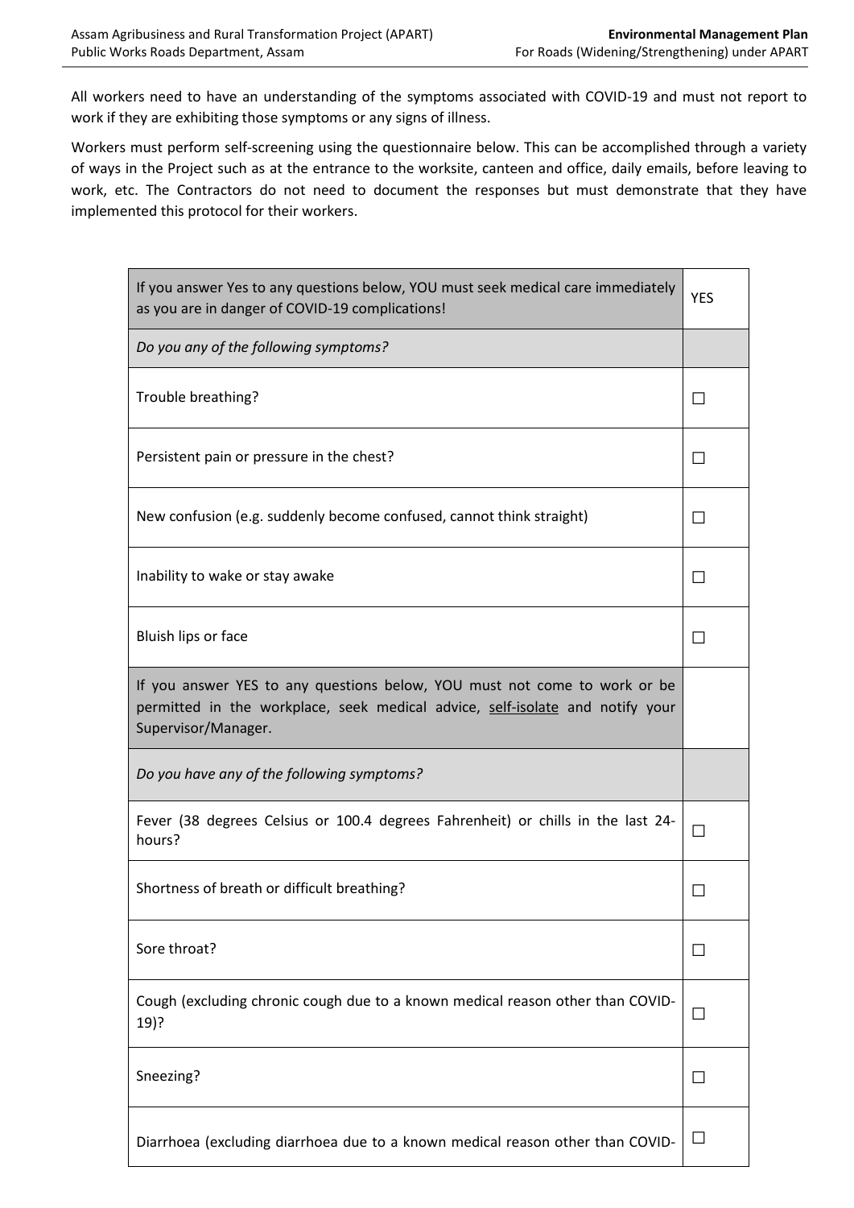All workers need to have an understanding of the symptoms associated with COVID-19 and must not report to work if they are exhibiting those symptoms or any signs of illness.

Workers must perform self-screening using the questionnaire below. This can be accomplished through a variety of ways in the Project such as at the entrance to the worksite, canteen and office, daily emails, before leaving to work, etc. The Contractors do not need to document the responses but must demonstrate that they have implemented this protocol for their workers.

| If you answer Yes to any questions below, YOU must seek medical care immediately as you are in danger of COVID-19 complications! | YES |
|---|---|
| *Do you any of the following symptoms?* | |
| Trouble breathing? | ☐ |
| Persistent pain or pressure in the chest? | ☐ |
| New confusion (e.g. suddenly become confused, cannot think straight) | ☐ |
| Inability to wake or stay awake | ☐ |
| Bluish lips or face | ☐ |
| If you answer YES to any questions below, YOU must not come to work or be permitted in the workplace, seek medical advice, self-isolate and notify your Supervisor/Manager. | |
| *Do you have any of the following symptoms?* | |
| Fever (38 degrees Celsius or 100.4 degrees Fahrenheit) or chills in the last 24-hours? | ☐ |
| Shortness of breath or difficult breathing? | ☐ |
| Sore throat? | ☐ |
| Cough (excluding chronic cough due to a known medical reason other than COVID-19)? | ☐ |
| Sneezing? | ☐ |
| Diarrhoea (excluding diarrhoea due to a known medical reason other than COVID- | ☐ |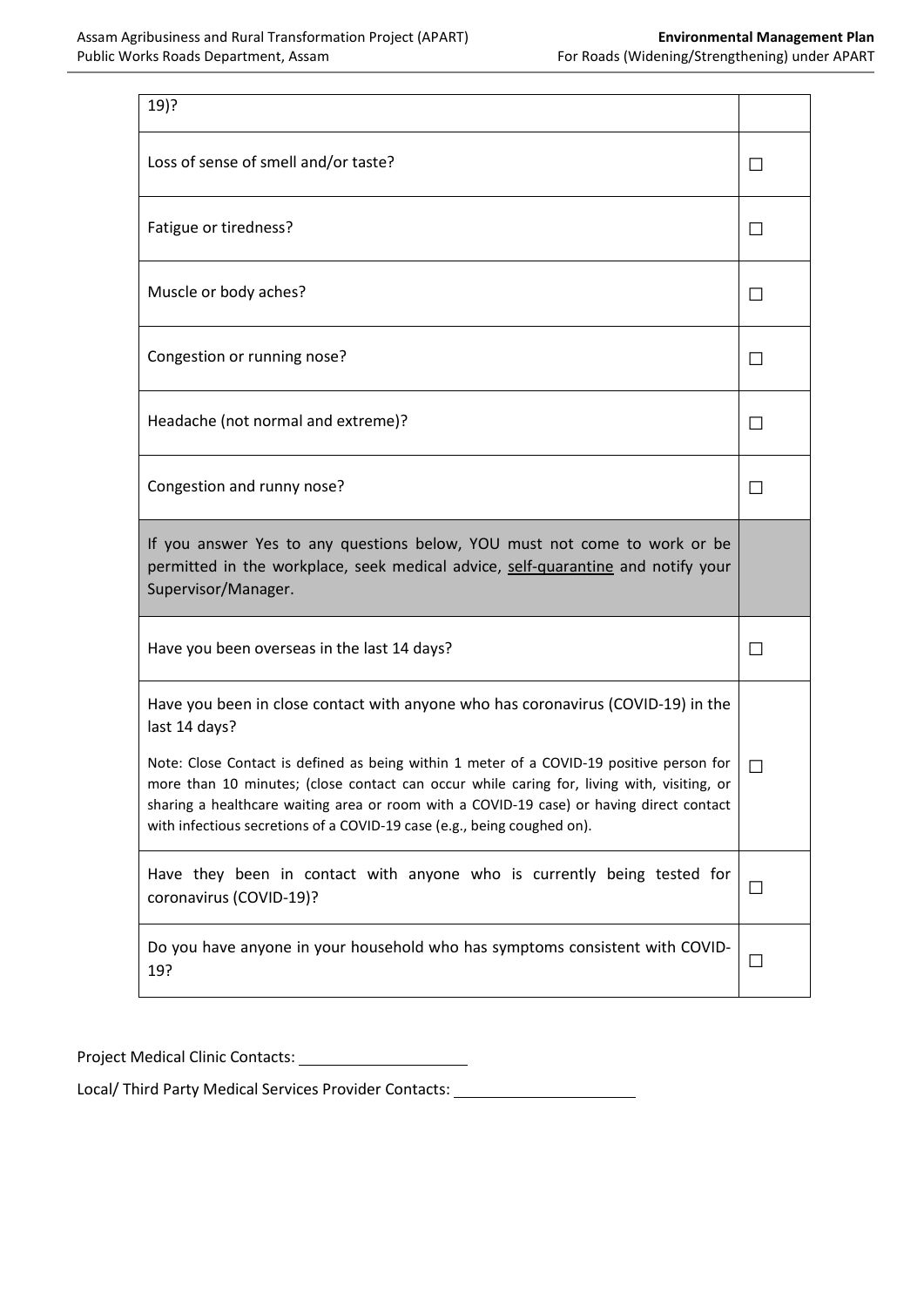| 19)? | |
|---|---|
| Loss of sense of smell and/or taste? | ☐ |
| Fatigue or tiredness? | ☐ |
| Muscle or body aches? | ☐ |
| Congestion or running nose? | ☐ |
| Headache (not normal and extreme)? | ☐ |
| Congestion and runny nose? | ☐ |
| If you answer Yes to any questions below, YOU must not come to work or be permitted in the workplace, seek medical advice, self-quarantine and notify your Supervisor/Manager. | |
| Have you been overseas in the last 14 days? | ☐ |
| Have you been in close contact with anyone who has coronavirus (COVID-19) in the last 14 days?<br><br>Note: Close Contact is defined as being within 1 meter of a COVID-19 positive person for more than 10 minutes; (close contact can occur while caring for, living with, visiting, or sharing a healthcare waiting area or room with a COVID-19 case) or having direct contact with infectious secretions of a COVID-19 case (e.g., being coughed on). | ☐ |
| Have they been in contact with anyone who is currently being tested for coronavirus (COVID-19)? | ☐ |
| Do you have anyone in your household who has symptoms consistent with COVID-19? | ☐ |

Project Medical Clinic Contacts: ____________________

Local/ Third Party Medical Services Provider Contacts: ____________________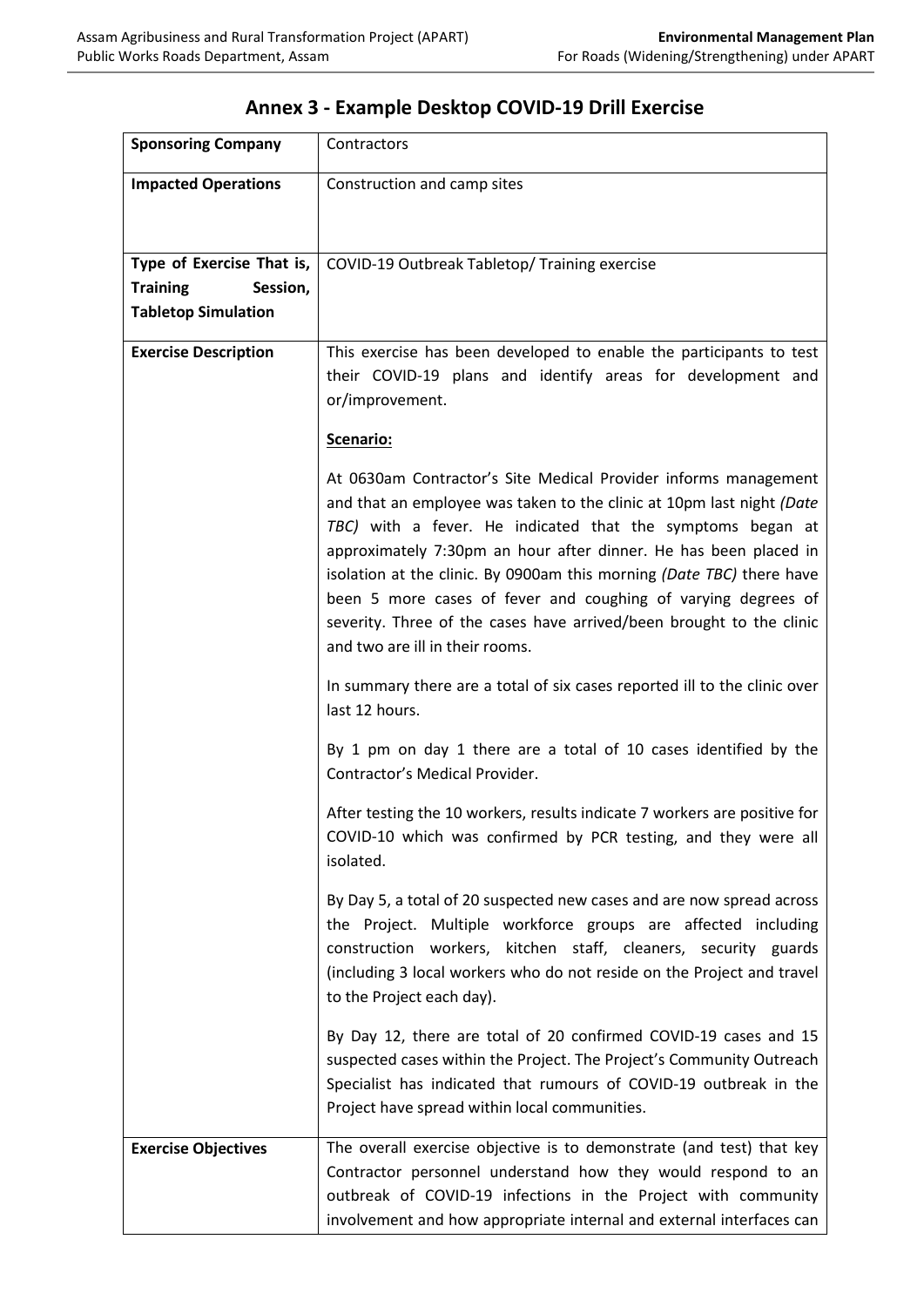# Annex 3 - Example Desktop COVID-19 Drill Exercise

| **Sponsoring Company** | Contractors |
|---|---|
| **Impacted Operations** | Construction and camp sites |
| **Type of Exercise That is, Training Session, Tabletop Simulation** | COVID-19 Outbreak Tabletop/ Training exercise |
| **Exercise Description** | This exercise has been developed to enable the participants to test their COVID-19 plans and identify areas for development and or/improvement.<br><br>**Scenario:**<br><br>At 0630am Contractor's Site Medical Provider informs management and that an employee was taken to the clinic at 10pm last night *(Date TBC)* with a fever. He indicated that the symptoms began at approximately 7:30pm an hour after dinner. He has been placed in isolation at the clinic. By 0900am this morning *(Date TBC)* there have been 5 more cases of fever and coughing of varying degrees of severity. Three of the cases have arrived/been brought to the clinic and two are ill in their rooms.<br><br>In summary there are a total of six cases reported ill to the clinic over last 12 hours.<br><br>By 1 pm on day 1 there are a total of 10 cases identified by the Contractor's Medical Provider.<br><br>After testing the 10 workers, results indicate 7 workers are positive for COVID-10 which was confirmed by PCR testing, and they were all isolated.<br><br>By Day 5, a total of 20 suspected new cases and are now spread across the Project. Multiple workforce groups are affected including construction workers, kitchen staff, cleaners, security guards (including 3 local workers who do not reside on the Project and travel to the Project each day).<br><br>By Day 12, there are total of 20 confirmed COVID-19 cases and 15 suspected cases within the Project. The Project's Community Outreach Specialist has indicated that rumours of COVID-19 outbreak in the Project have spread within local communities. |
| **Exercise Objectives** | The overall exercise objective is to demonstrate (and test) that key Contractor personnel understand how they would respond to an outbreak of COVID-19 infections in the Project with community involvement and how appropriate internal and external interfaces can |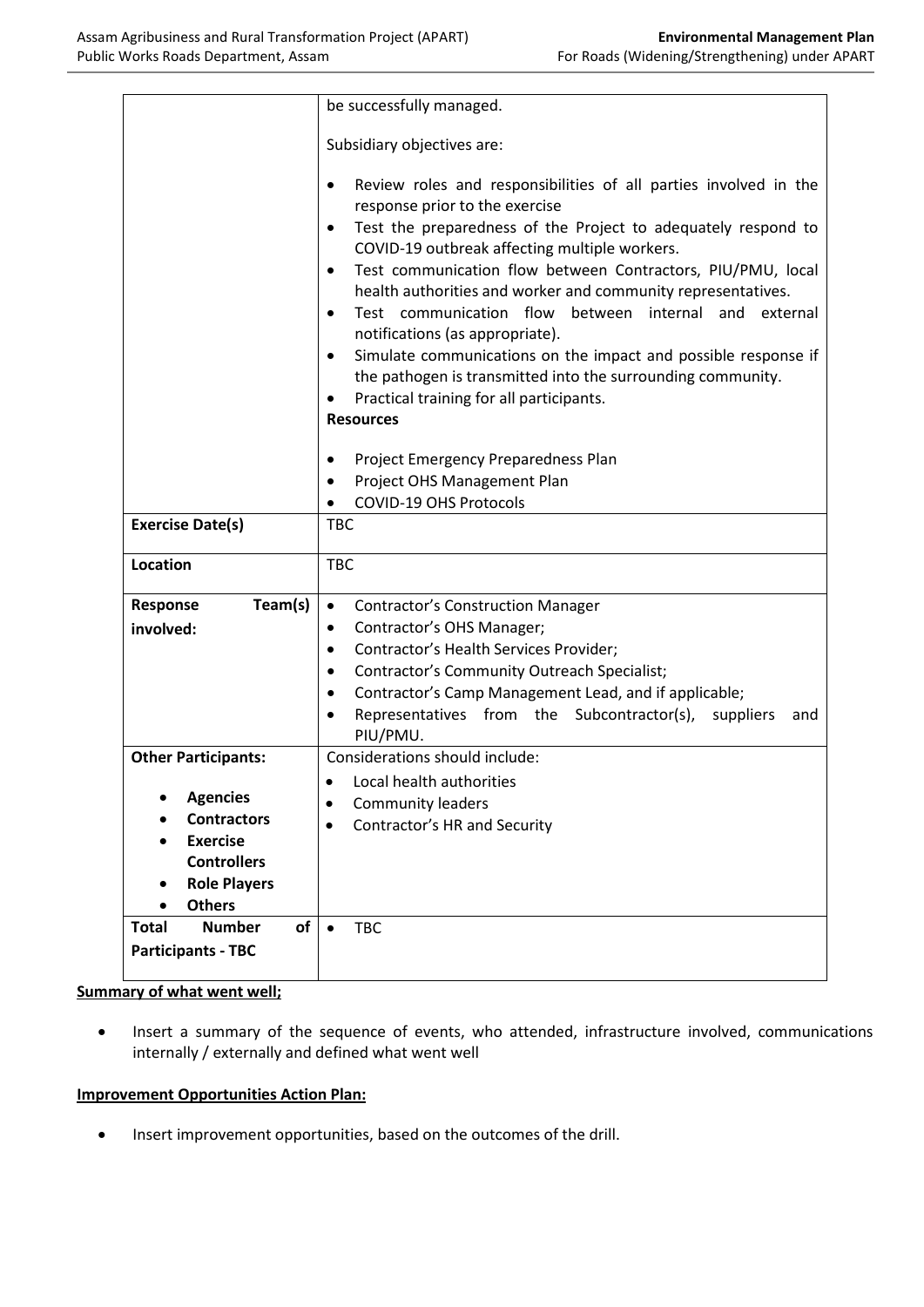| | |
|---|---|
| | be successfully managed.<br><br>Subsidiary objectives are:<br><br>• Review roles and responsibilities of all parties involved in the response prior to the exercise<br>• Test the preparedness of the Project to adequately respond to COVID-19 outbreak affecting multiple workers.<br>• Test communication flow between Contractors, PIU/PMU, local health authorities and worker and community representatives.<br>• Test communication flow between internal and external notifications (as appropriate).<br>• Simulate communications on the impact and possible response if the pathogen is transmitted into the surrounding community.<br>• Practical training for all participants.<br>**Resources**<br><br>• Project Emergency Preparedness Plan<br>• Project OHS Management Plan<br>• COVID-19 OHS Protocols |
| **Exercise Date(s)** | TBC |
| **Location** | TBC |
| **Response Team(s) involved:** | • Contractor's Construction Manager<br>• Contractor's OHS Manager;<br>• Contractor's Health Services Provider;<br>• Contractor's Community Outreach Specialist;<br>• Contractor's Camp Management Lead, and if applicable;<br>• Representatives from the Subcontractor(s), suppliers and PIU/PMU. |
| **Other Participants:**<br><br>• **Agencies**<br>• **Contractors**<br>• **Exercise Controllers**<br>• **Role Players**<br>• **Others** | Considerations should include:<br><br>• Local health authorities<br>• Community leaders<br>• Contractor's HR and Security |
| **Total Number of Participants - TBC** | • TBC |

**Summary of what went well;**

- Insert a summary of the sequence of events, who attended, infrastructure involved, communications internally / externally and defined what went well

**Improvement Opportunities Action Plan:**

- Insert improvement opportunities, based on the outcomes of the drill.